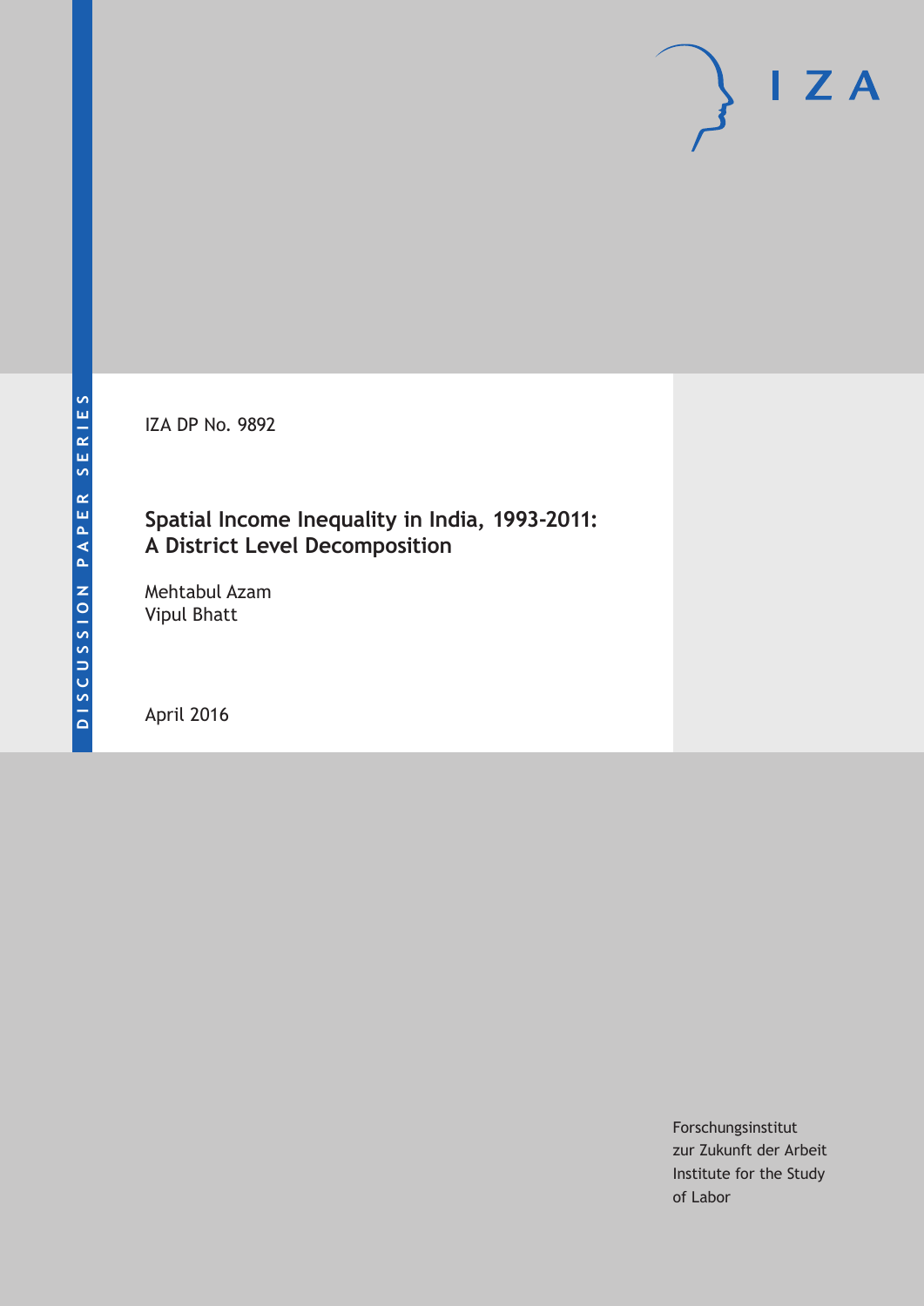DISCUSSION PAPER SERIES

IZA DP No. 9892

# Spatial Income Inequality in India, 1993-2011: A District Level Decomposition

Mehtabul Azam
Vipul Bhatt

April 2016

Forschungsinstitut
zur Zukunft der Arbeit
Institute for the Study
of Labor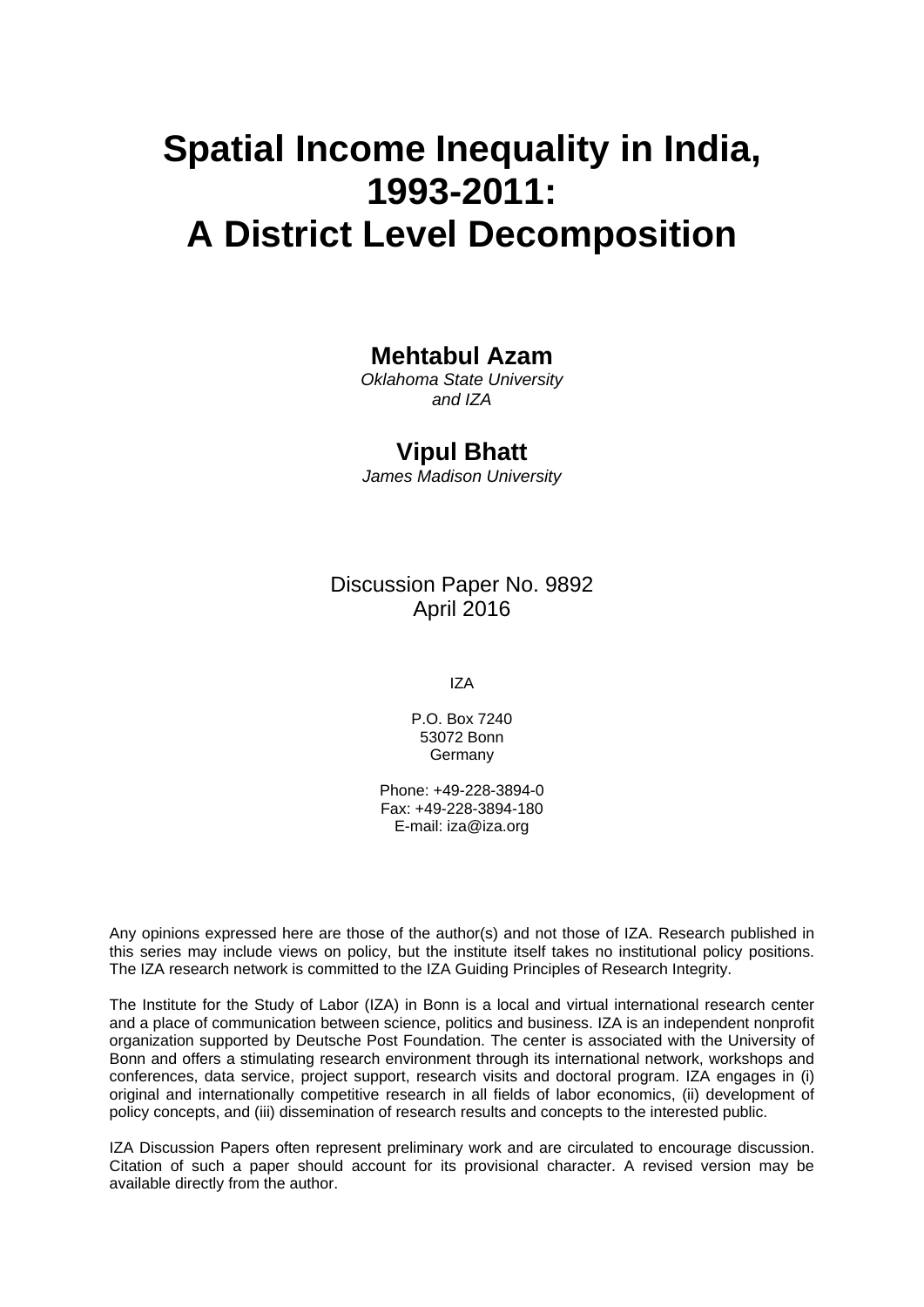# Spatial Income Inequality in India, 1993-2011: A District Level Decomposition

**Mehtabul Azam**
*Oklahoma State University and IZA*

**Vipul Bhatt**
*James Madison University*

Discussion Paper No. 9892
April 2016

IZA

P.O. Box 7240
53072 Bonn
Germany

Phone: +49-228-3894-0
Fax: +49-228-3894-180
E-mail: iza@iza.org

Any opinions expressed here are those of the author(s) and not those of IZA. Research published in this series may include views on policy, but the institute itself takes no institutional policy positions. The IZA research network is committed to the IZA Guiding Principles of Research Integrity.

The Institute for the Study of Labor (IZA) in Bonn is a local and virtual international research center and a place of communication between science, politics and business. IZA is an independent nonprofit organization supported by Deutsche Post Foundation. The center is associated with the University of Bonn and offers a stimulating research environment through its international network, workshops and conferences, data service, project support, research visits and doctoral program. IZA engages in (i) original and internationally competitive research in all fields of labor economics, (ii) development of policy concepts, and (iii) dissemination of research results and concepts to the interested public.

IZA Discussion Papers often represent preliminary work and are circulated to encourage discussion. Citation of such a paper should account for its provisional character. A revised version may be available directly from the author.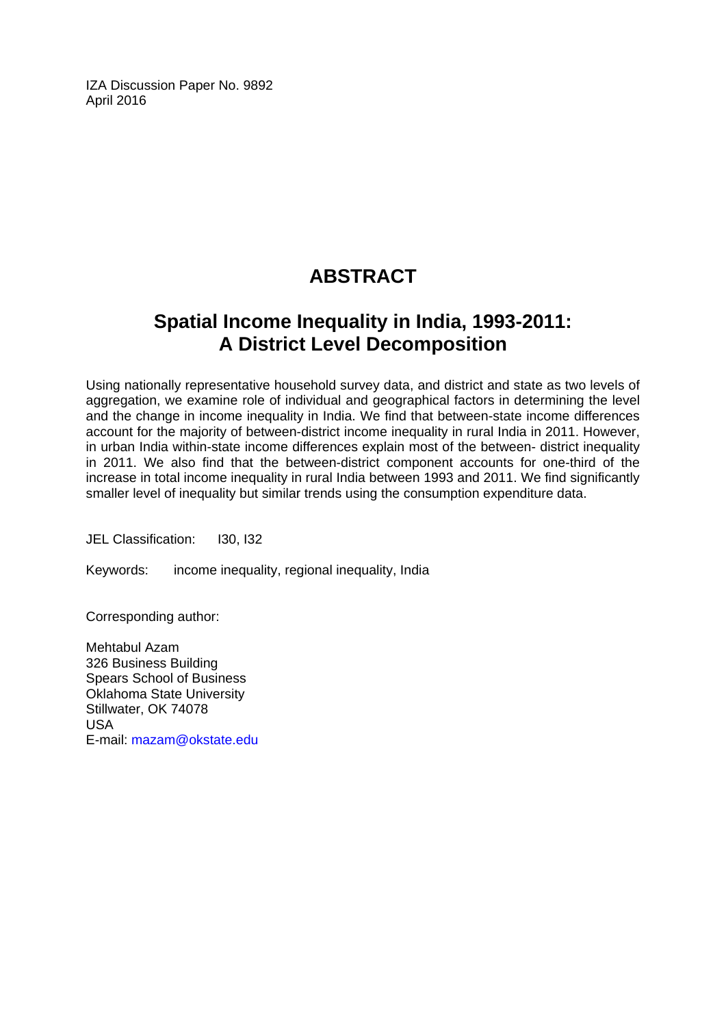IZA Discussion Paper No. 9892
April 2016

# ABSTRACT

## Spatial Income Inequality in India, 1993-2011: A District Level Decomposition

Using nationally representative household survey data, and district and state as two levels of aggregation, we examine role of individual and geographical factors in determining the level and the change in income inequality in India. We find that between-state income differences account for the majority of between-district income inequality in rural India in 2011. However, in urban India within-state income differences explain most of the between- district inequality in 2011. We also find that the between-district component accounts for one-third of the increase in total income inequality in rural India between 1993 and 2011. We find significantly smaller level of inequality but similar trends using the consumption expenditure data.

JEL Classification: I30, I32

Keywords: income inequality, regional inequality, India

Corresponding author:

Mehtabul Azam
326 Business Building
Spears School of Business
Oklahoma State University
Stillwater, OK 74078
USA
E-mail: mazam@okstate.edu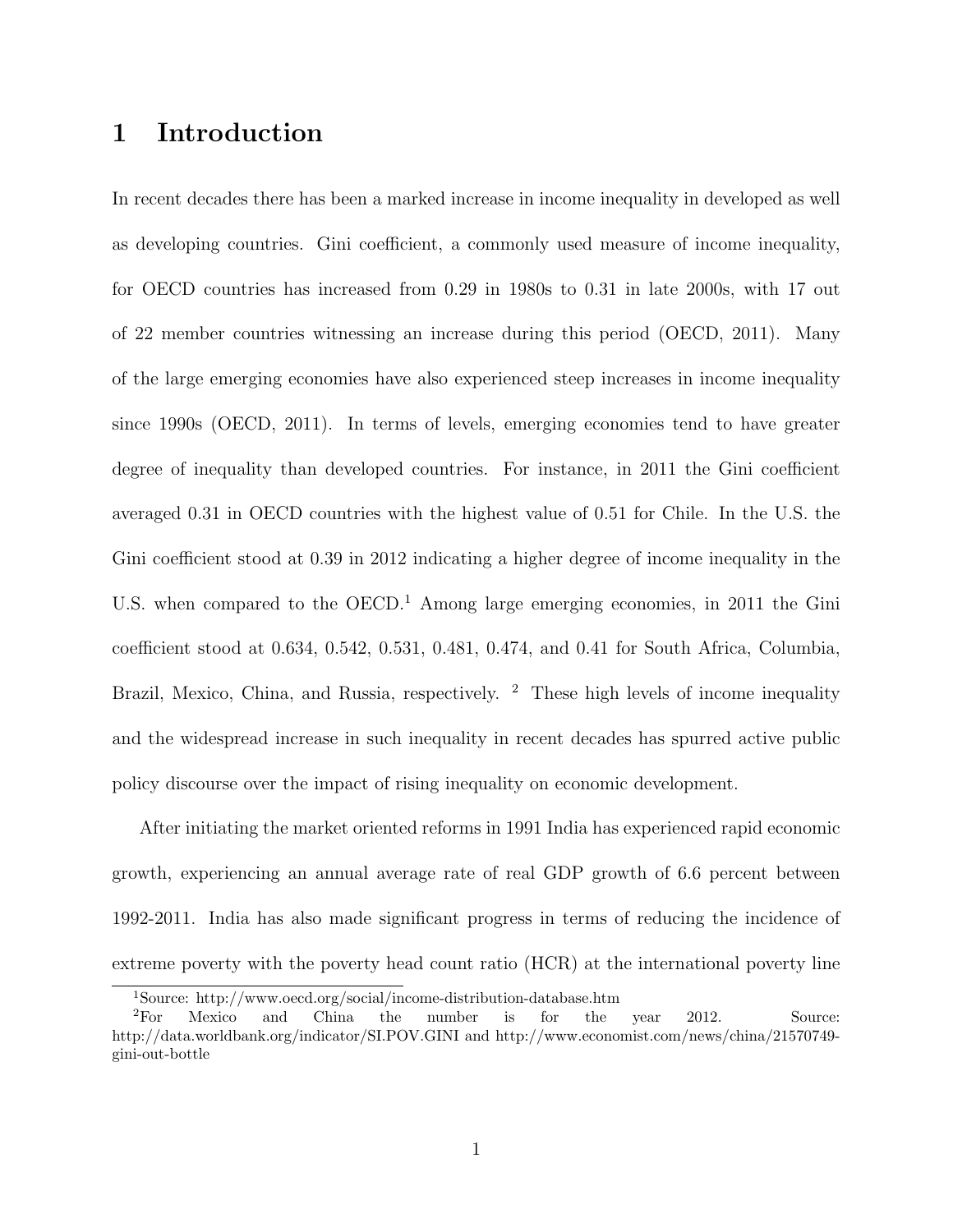# 1 Introduction

In recent decades there has been a marked increase in income inequality in developed as well as developing countries. Gini coefficient, a commonly used measure of income inequality, for OECD countries has increased from 0.29 in 1980s to 0.31 in late 2000s, with 17 out of 22 member countries witnessing an increase during this period (OECD, 2011). Many of the large emerging economies have also experienced steep increases in income inequality since 1990s (OECD, 2011). In terms of levels, emerging economies tend to have greater degree of inequality than developed countries. For instance, in 2011 the Gini coefficient averaged 0.31 in OECD countries with the highest value of 0.51 for Chile. In the U.S. the Gini coefficient stood at 0.39 in 2012 indicating a higher degree of income inequality in the U.S. when compared to the OECD.[1] Among large emerging economies, in 2011 the Gini coefficient stood at 0.634, 0.542, 0.531, 0.481, 0.474, and 0.41 for South Africa, Columbia, Brazil, Mexico, China, and Russia, respectively. [2] These high levels of income inequality and the widespread increase in such inequality in recent decades has spurred active public policy discourse over the impact of rising inequality on economic development.

After initiating the market oriented reforms in 1991 India has experienced rapid economic growth, experiencing an annual average rate of real GDP growth of 6.6 percent between 1992-2011. India has also made significant progress in terms of reducing the incidence of extreme poverty with the poverty head count ratio (HCR) at the international poverty line

[1] Source: http://www.oecd.org/social/income-distribution-database.htm

[2] For Mexico and China the number is for the year 2012. Source: http://data.worldbank.org/indicator/SI.POV.GINI and http://www.economist.com/news/china/21570749-gini-out-bottle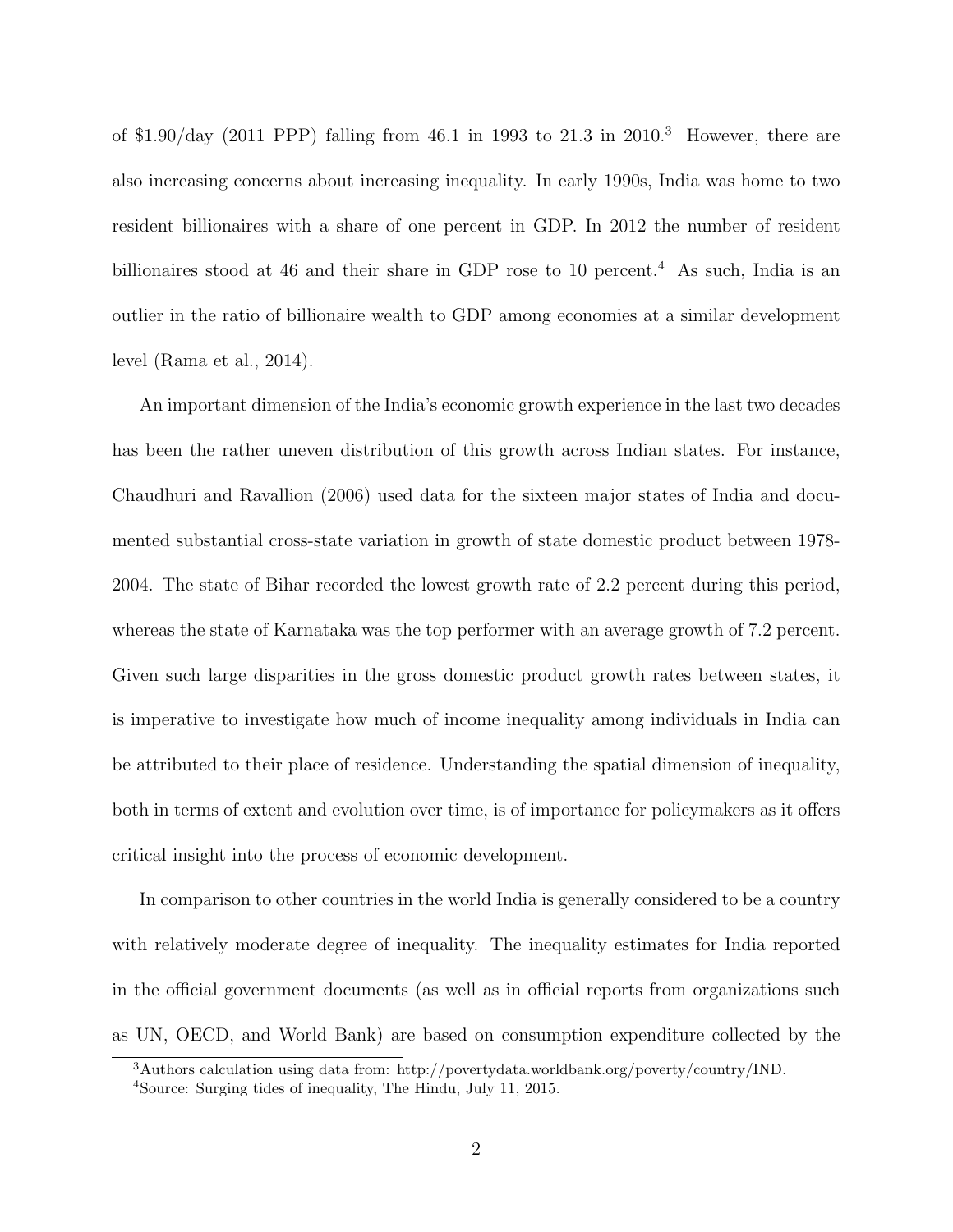of $1.90/day (2011 PPP) falling from 46.1 in 1993 to 21.3 in 2010.[3] However, there are also increasing concerns about increasing inequality. In early 1990s, India was home to two resident billionaires with a share of one percent in GDP. In 2012 the number of resident billionaires stood at 46 and their share in GDP rose to 10 percent.[4] As such, India is an outlier in the ratio of billionaire wealth to GDP among economies at a similar development level (Rama et al., 2014).

An important dimension of the India's economic growth experience in the last two decades has been the rather uneven distribution of this growth across Indian states. For instance, Chaudhuri and Ravallion (2006) used data for the sixteen major states of India and documented substantial cross-state variation in growth of state domestic product between 1978-2004. The state of Bihar recorded the lowest growth rate of 2.2 percent during this period, whereas the state of Karnataka was the top performer with an average growth of 7.2 percent. Given such large disparities in the gross domestic product growth rates between states, it is imperative to investigate how much of income inequality among individuals in India can be attributed to their place of residence. Understanding the spatial dimension of inequality, both in terms of extent and evolution over time, is of importance for policymakers as it offers critical insight into the process of economic development.

In comparison to other countries in the world India is generally considered to be a country with relatively moderate degree of inequality. The inequality estimates for India reported in the official government documents (as well as in official reports from organizations such as UN, OECD, and World Bank) are based on consumption expenditure collected by the

[3]Authors calculation using data from: http://povertydata.worldbank.org/poverty/country/IND.

[4]Source: Surging tides of inequality, The Hindu, July 11, 2015.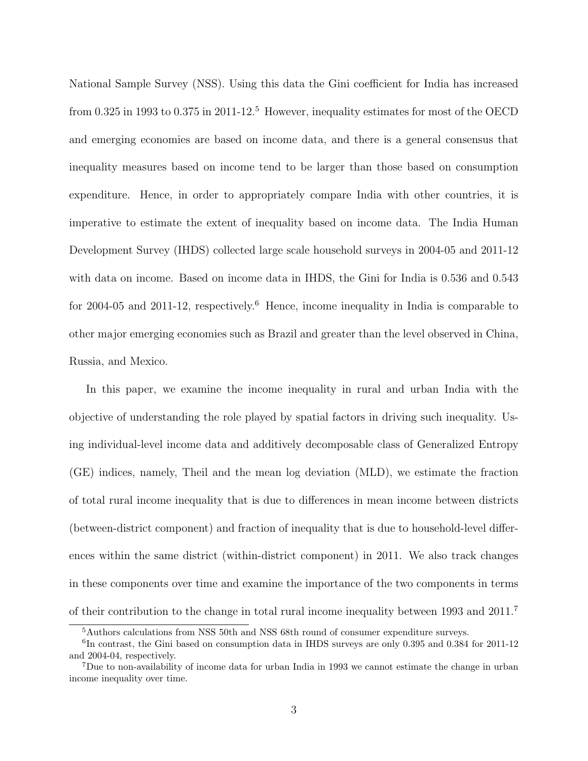National Sample Survey (NSS). Using this data the Gini coefficient for India has increased from 0.325 in 1993 to 0.375 in 2011-12.[5] However, inequality estimates for most of the OECD and emerging economies are based on income data, and there is a general consensus that inequality measures based on income tend to be larger than those based on consumption expenditure. Hence, in order to appropriately compare India with other countries, it is imperative to estimate the extent of inequality based on income data. The India Human Development Survey (IHDS) collected large scale household surveys in 2004-05 and 2011-12 with data on income. Based on income data in IHDS, the Gini for India is 0.536 and 0.543 for 2004-05 and 2011-12, respectively.[6] Hence, income inequality in India is comparable to other major emerging economies such as Brazil and greater than the level observed in China, Russia, and Mexico.

In this paper, we examine the income inequality in rural and urban India with the objective of understanding the role played by spatial factors in driving such inequality. Using individual-level income data and additively decomposable class of Generalized Entropy (GE) indices, namely, Theil and the mean log deviation (MLD), we estimate the fraction of total rural income inequality that is due to differences in mean income between districts (between-district component) and fraction of inequality that is due to household-level differences within the same district (within-district component) in 2011. We also track changes in these components over time and examine the importance of the two components in terms of their contribution to the change in total rural income inequality between 1993 and 2011.[7]

[5] Authors calculations from NSS 50th and NSS 68th round of consumer expenditure surveys.

[6] In contrast, the Gini based on consumption data in IHDS surveys are only 0.395 and 0.384 for 2011-12 and 2004-04, respectively.

[7] Due to non-availability of income data for urban India in 1993 we cannot estimate the change in urban income inequality over time.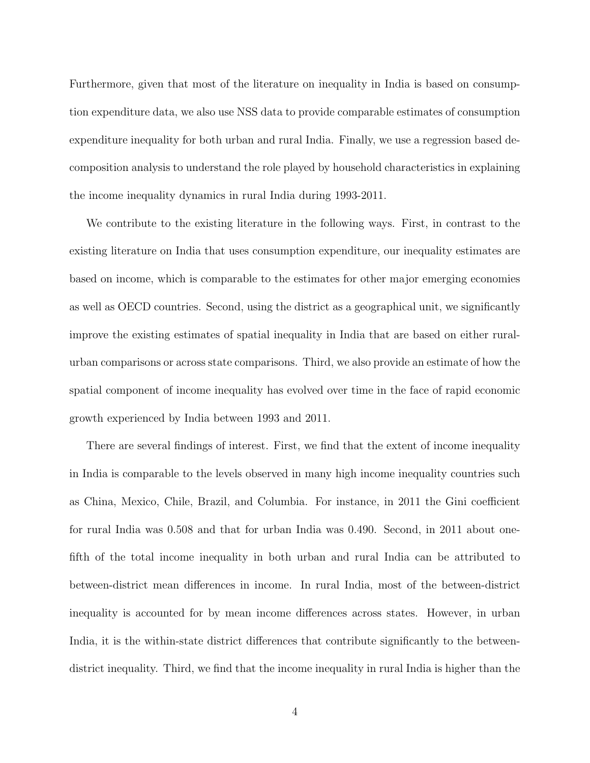Furthermore, given that most of the literature on inequality in India is based on consumption expenditure data, we also use NSS data to provide comparable estimates of consumption expenditure inequality for both urban and rural India. Finally, we use a regression based decomposition analysis to understand the role played by household characteristics in explaining the income inequality dynamics in rural India during 1993-2011.

We contribute to the existing literature in the following ways. First, in contrast to the existing literature on India that uses consumption expenditure, our inequality estimates are based on income, which is comparable to the estimates for other major emerging economies as well as OECD countries. Second, using the district as a geographical unit, we significantly improve the existing estimates of spatial inequality in India that are based on either rural-urban comparisons or across state comparisons. Third, we also provide an estimate of how the spatial component of income inequality has evolved over time in the face of rapid economic growth experienced by India between 1993 and 2011.

There are several findings of interest. First, we find that the extent of income inequality in India is comparable to the levels observed in many high income inequality countries such as China, Mexico, Chile, Brazil, and Columbia. For instance, in 2011 the Gini coefficient for rural India was 0.508 and that for urban India was 0.490. Second, in 2011 about one-fifth of the total income inequality in both urban and rural India can be attributed to between-district mean differences in income. In rural India, most of the between-district inequality is accounted for by mean income differences across states. However, in urban India, it is the within-state district differences that contribute significantly to the between-district inequality. Third, we find that the income inequality in rural India is higher than the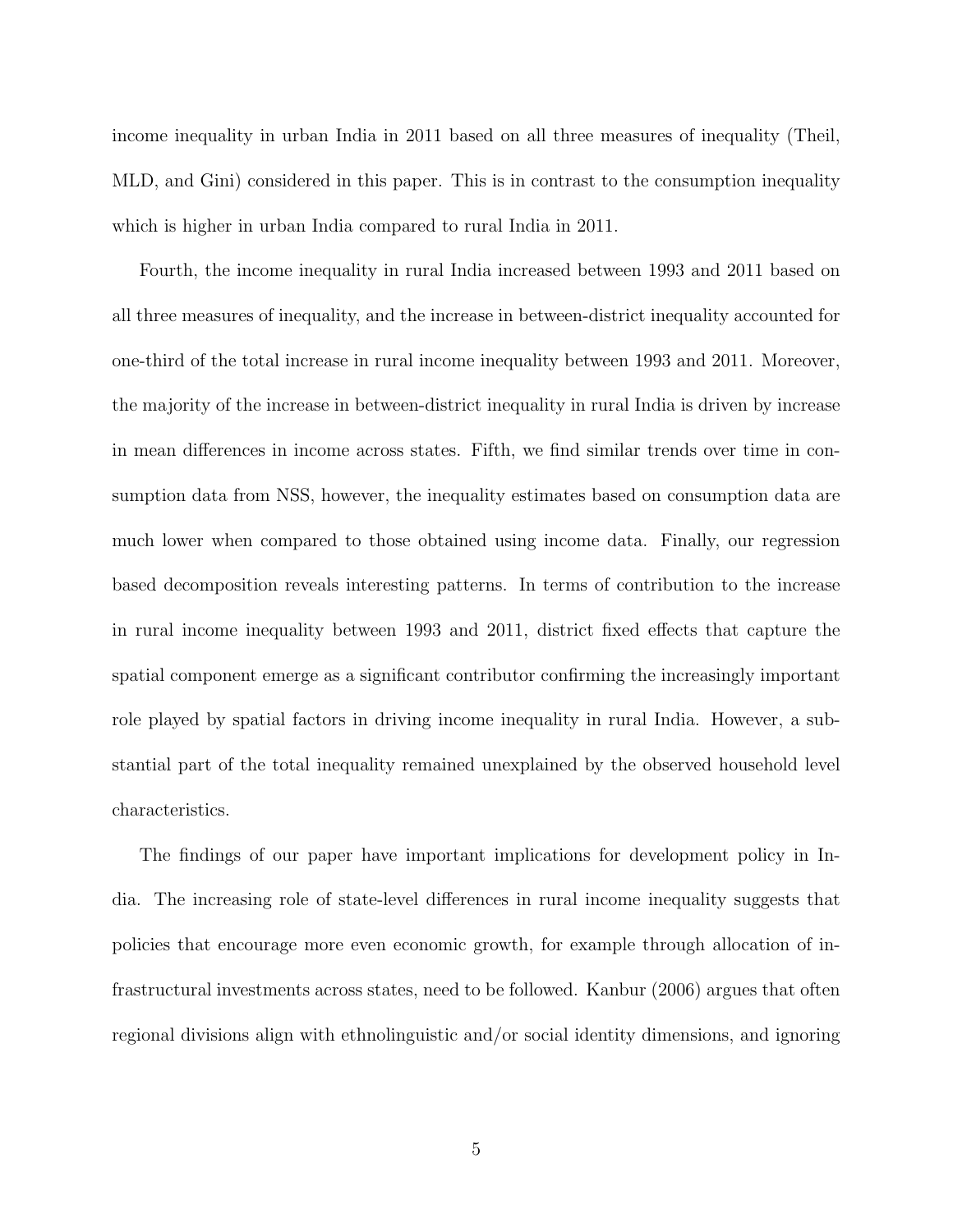income inequality in urban India in 2011 based on all three measures of inequality (Theil, MLD, and Gini) considered in this paper. This is in contrast to the consumption inequality which is higher in urban India compared to rural India in 2011.

Fourth, the income inequality in rural India increased between 1993 and 2011 based on all three measures of inequality, and the increase in between-district inequality accounted for one-third of the total increase in rural income inequality between 1993 and 2011. Moreover, the majority of the increase in between-district inequality in rural India is driven by increase in mean differences in income across states. Fifth, we find similar trends over time in consumption data from NSS, however, the inequality estimates based on consumption data are much lower when compared to those obtained using income data. Finally, our regression based decomposition reveals interesting patterns. In terms of contribution to the increase in rural income inequality between 1993 and 2011, district fixed effects that capture the spatial component emerge as a significant contributor confirming the increasingly important role played by spatial factors in driving income inequality in rural India. However, a substantial part of the total inequality remained unexplained by the observed household level characteristics.

The findings of our paper have important implications for development policy in India. The increasing role of state-level differences in rural income inequality suggests that policies that encourage more even economic growth, for example through allocation of infrastructural investments across states, need to be followed. Kanbur (2006) argues that often regional divisions align with ethnolinguistic and/or social identity dimensions, and ignoring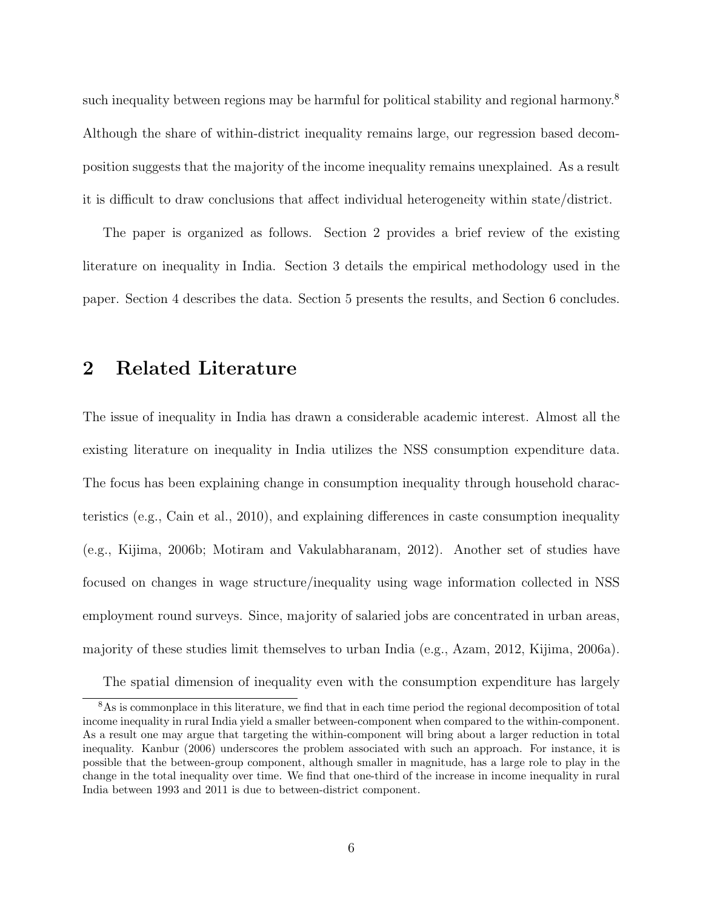such inequality between regions may be harmful for political stability and regional harmony.[8] Although the share of within-district inequality remains large, our regression based decomposition suggests that the majority of the income inequality remains unexplained. As a result it is difficult to draw conclusions that affect individual heterogeneity within state/district.

The paper is organized as follows. Section 2 provides a brief review of the existing literature on inequality in India. Section 3 details the empirical methodology used in the paper. Section 4 describes the data. Section 5 presents the results, and Section 6 concludes.

## 2 Related Literature

The issue of inequality in India has drawn a considerable academic interest. Almost all the existing literature on inequality in India utilizes the NSS consumption expenditure data. The focus has been explaining change in consumption inequality through household characteristics (e.g., Cain et al., 2010), and explaining differences in caste consumption inequality (e.g., Kijima, 2006b; Motiram and Vakulabharanam, 2012). Another set of studies have focused on changes in wage structure/inequality using wage information collected in NSS employment round surveys. Since, majority of salaried jobs are concentrated in urban areas, majority of these studies limit themselves to urban India (e.g., Azam, 2012, Kijima, 2006a).

The spatial dimension of inequality even with the consumption expenditure has largely

[8] As is commonplace in this literature, we find that in each time period the regional decomposition of total income inequality in rural India yield a smaller between-component when compared to the within-component. As a result one may argue that targeting the within-component will bring about a larger reduction in total inequality. Kanbur (2006) underscores the problem associated with such an approach. For instance, it is possible that the between-group component, although smaller in magnitude, has a large role to play in the change in the total inequality over time. We find that one-third of the increase in income inequality in rural India between 1993 and 2011 is due to between-district component.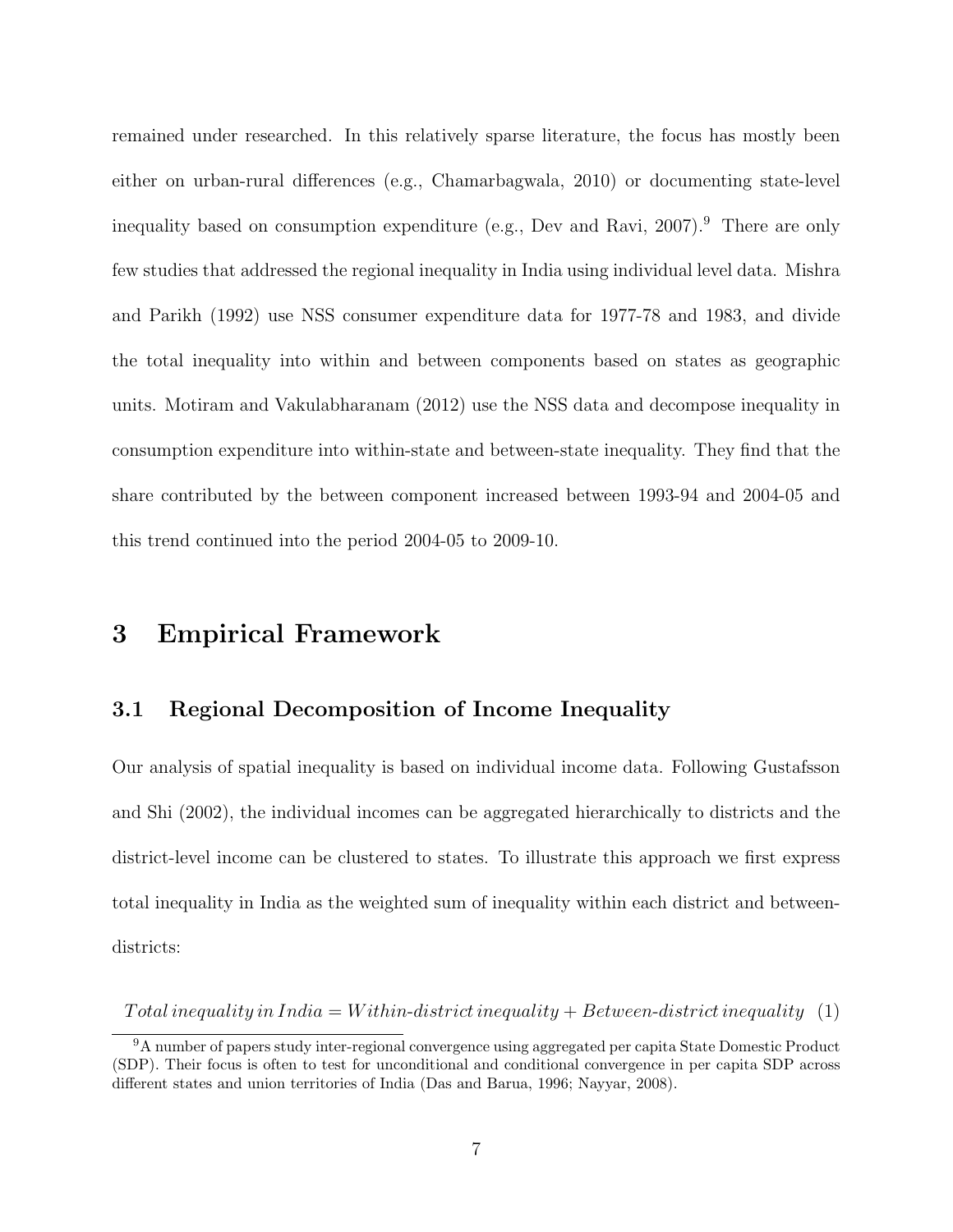remained under researched. In this relatively sparse literature, the focus has mostly been either on urban-rural differences (e.g., Chamarbagwala, 2010) or documenting state-level inequality based on consumption expenditure (e.g., Dev and Ravi, 2007).[9] There are only few studies that addressed the regional inequality in India using individual level data. Mishra and Parikh (1992) use NSS consumer expenditure data for 1977-78 and 1983, and divide the total inequality into within and between components based on states as geographic units. Motiram and Vakulabharanam (2012) use the NSS data and decompose inequality in consumption expenditure into within-state and between-state inequality. They find that the share contributed by the between component increased between 1993-94 and 2004-05 and this trend continued into the period 2004-05 to 2009-10.

# 3 Empirical Framework

## 3.1 Regional Decomposition of Income Inequality

Our analysis of spatial inequality is based on individual income data. Following Gustafsson and Shi (2002), the individual incomes can be aggregated hierarchically to districts and the district-level income can be clustered to states. To illustrate this approach we first express total inequality in India as the weighted sum of inequality within each district and between-districts:

$$Total\, inequality\, in\, India = Within\text{-}district\, inequality + Between\text{-}district\, inequality \quad (1)$$

[9] A number of papers study inter-regional convergence using aggregated per capita State Domestic Product (SDP). Their focus is often to test for unconditional and conditional convergence in per capita SDP across different states and union territories of India (Das and Barua, 1996; Nayyar, 2008).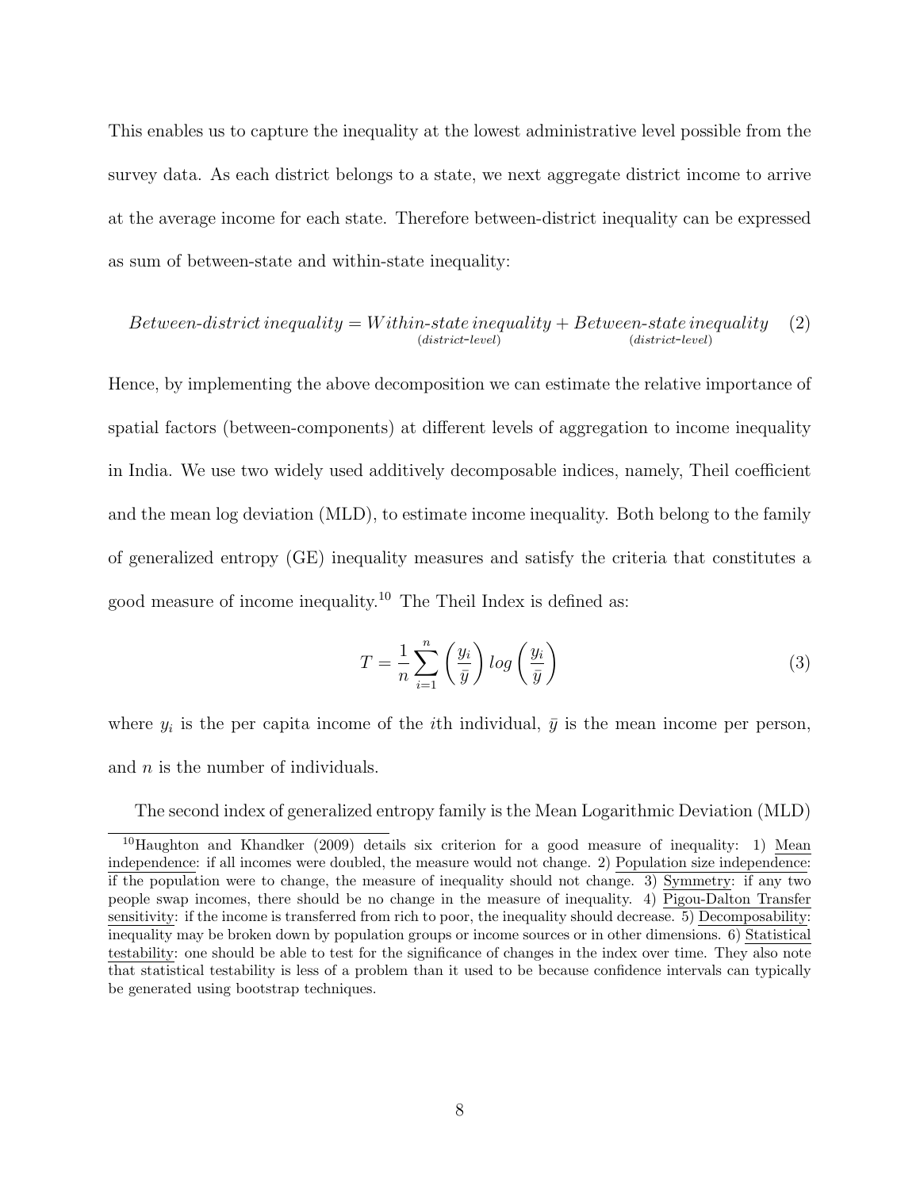This enables us to capture the inequality at the lowest administrative level possible from the survey data. As each district belongs to a state, we next aggregate district income to arrive at the average income for each state. Therefore between-district inequality can be expressed as sum of between-state and within-state inequality:

$$Between\text{-}district\, inequality = \underset{(district\text{-}level)}{Within\text{-}state\, inequality} + \underset{(district\text{-}level)}{Between\text{-}state\, inequality} \quad (2)$$

Hence, by implementing the above decomposition we can estimate the relative importance of spatial factors (between-components) at different levels of aggregation to income inequality in India. We use two widely used additively decomposable indices, namely, Theil coefficient and the mean log deviation (MLD), to estimate income inequality. Both belong to the family of generalized entropy (GE) inequality measures and satisfy the criteria that constitutes a good measure of income inequality.[10] The Theil Index is defined as:

$$T = \frac{1}{n} \sum_{i=1}^{n} \left( \frac{y_i}{\bar{y}} \right) log \left( \frac{y_i}{\bar{y}} \right) \quad (3)$$

where $y_i$ is the per capita income of the $i$th individual, $\bar{y}$ is the mean income per person, and $n$ is the number of individuals.

The second index of generalized entropy family is the Mean Logarithmic Deviation (MLD)

---

[10] Haughton and Khandker (2009) details six criterion for a good measure of inequality: 1) Mean independence: if all incomes were doubled, the measure would not change. 2) Population size independence: if the population were to change, the measure of inequality should not change. 3) Symmetry: if any two people swap incomes, there should be no change in the measure of inequality. 4) Pigou-Dalton Transfer sensitivity: if the income is transferred from rich to poor, the inequality should decrease. 5) Decomposability: inequality may be broken down by population groups or income sources or in other dimensions. 6) Statistical testability: one should be able to test for the significance of changes in the index over time. They also note that statistical testability is less of a problem than it used to be because confidence intervals can typically be generated using bootstrap techniques.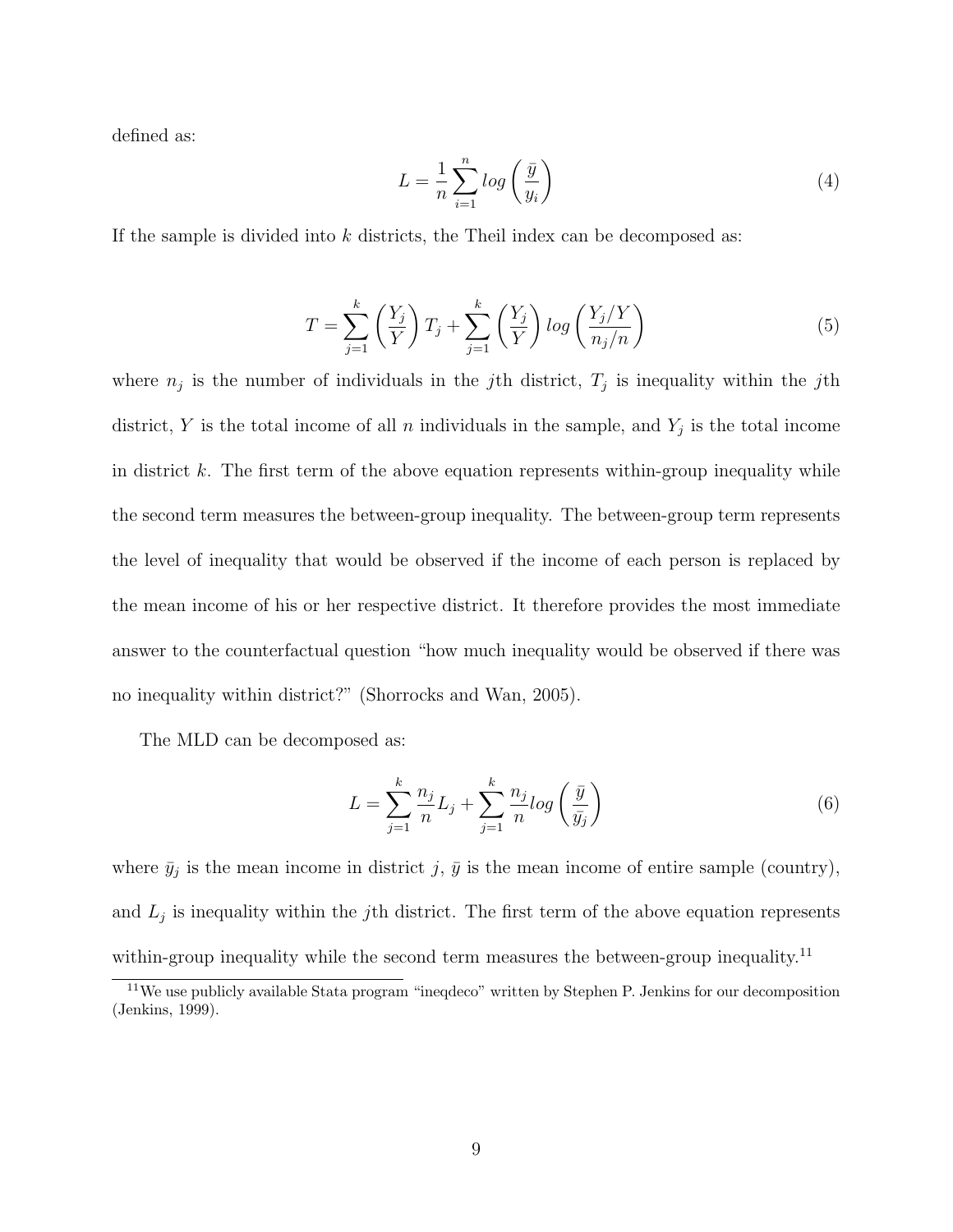defined as:

$$L = \frac{1}{n}\sum_{i=1}^{n} log\left(\frac{\bar{y}}{y_i}\right) \tag{4}$$

If the sample is divided into $k$ districts, the Theil index can be decomposed as:

$$T = \sum_{j=1}^{k}\left(\frac{Y_j}{Y}\right)T_j + \sum_{j=1}^{k}\left(\frac{Y_j}{Y}\right) log\left(\frac{Y_j/Y}{n_j/n}\right) \tag{5}$$

where $n_j$ is the number of individuals in the $j$th district, $T_j$ is inequality within the $j$th district, $Y$ is the total income of all $n$ individuals in the sample, and $Y_j$ is the total income in district $k$. The first term of the above equation represents within-group inequality while the second term measures the between-group inequality. The between-group term represents the level of inequality that would be observed if the income of each person is replaced by the mean income of his or her respective district. It therefore provides the most immediate answer to the counterfactual question "how much inequality would be observed if there was no inequality within district?" (Shorrocks and Wan, 2005).

The MLD can be decomposed as:

$$L = \sum_{j=1}^{k}\frac{n_j}{n}L_j + \sum_{j=1}^{k}\frac{n_j}{n}log\left(\frac{\bar{y}}{\bar{y_j}}\right) \tag{6}$$

where $\bar{y}_j$ is the mean income in district $j$, $\bar{y}$ is the mean income of entire sample (country), and $L_j$ is inequality within the $j$th district. The first term of the above equation represents within-group inequality while the second term measures the between-group inequality.[11]

[11] We use publicly available Stata program "ineqdeco" written by Stephen P. Jenkins for our decomposition (Jenkins, 1999).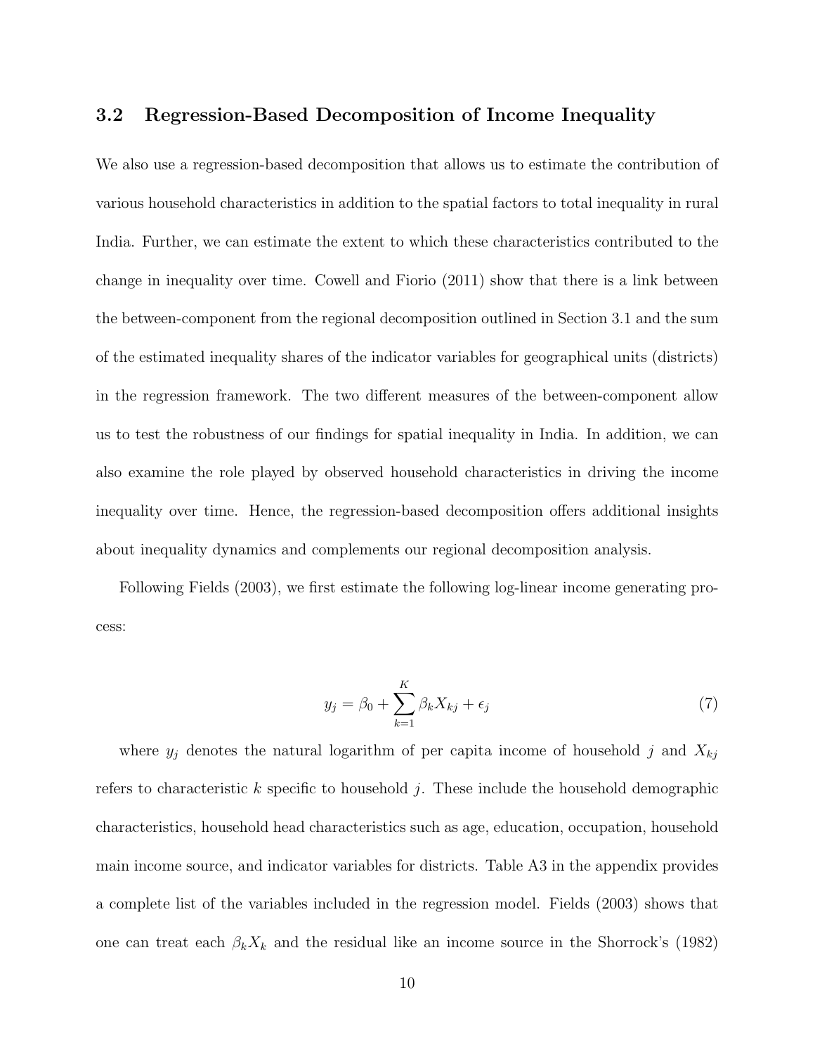### 3.2 Regression-Based Decomposition of Income Inequality

We also use a regression-based decomposition that allows us to estimate the contribution of various household characteristics in addition to the spatial factors to total inequality in rural India. Further, we can estimate the extent to which these characteristics contributed to the change in inequality over time. Cowell and Fiorio (2011) show that there is a link between the between-component from the regional decomposition outlined in Section 3.1 and the sum of the estimated inequality shares of the indicator variables for geographical units (districts) in the regression framework. The two different measures of the between-component allow us to test the robustness of our findings for spatial inequality in India. In addition, we can also examine the role played by observed household characteristics in driving the income inequality over time. Hence, the regression-based decomposition offers additional insights about inequality dynamics and complements our regional decomposition analysis.

Following Fields (2003), we first estimate the following log-linear income generating process:

$$y_j = \beta_0 + \sum_{k=1}^{K} \beta_k X_{kj} + \epsilon_j \tag{7}$$

where $y_j$ denotes the natural logarithm of per capita income of household $j$ and $X_{kj}$ refers to characteristic $k$ specific to household $j$. These include the household demographic characteristics, household head characteristics such as age, education, occupation, household main income source, and indicator variables for districts. Table A3 in the appendix provides a complete list of the variables included in the regression model. Fields (2003) shows that one can treat each $\beta_k X_k$ and the residual like an income source in the Shorrock's (1982)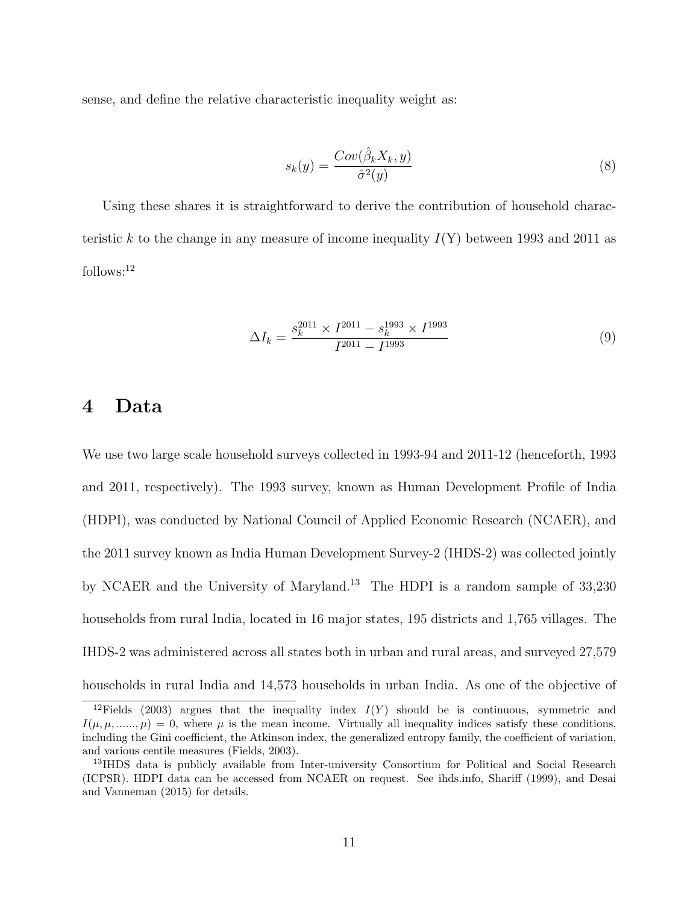sense, and define the relative characteristic inequality weight as:

$$s_k(y) = \frac{Cov(\hat{\beta}_k X_k, y)}{\hat{\sigma}^2(y)} \tag{8}$$

Using these shares it is straightforward to derive the contribution of household characteristic $k$ to the change in any measure of income inequality $I(\mathrm{Y})$ between 1993 and 2011 as follows:[12]

$$\Delta I_k = \frac{s_k^{2011} \times I^{2011} - s_k^{1993} \times I^{1993}}{I^{2011} - I^{1993}} \tag{9}$$

# 4 Data

We use two large scale household surveys collected in 1993-94 and 2011-12 (henceforth, 1993 and 2011, respectively). The 1993 survey, known as Human Development Profile of India (HDPI), was conducted by National Council of Applied Economic Research (NCAER), and the 2011 survey known as India Human Development Survey-2 (IHDS-2) was collected jointly by NCAER and the University of Maryland.[13] The HDPI is a random sample of 33,230 households from rural India, located in 16 major states, 195 districts and 1,765 villages. The IHDS-2 was administered across all states both in urban and rural areas, and surveyed 27,579 households in rural India and 14,573 households in urban India. As one of the objective of

[12] Fields (2003) argues that the inequality index $I(Y)$ should be is continuous, symmetric and $I(\mu, \mu, ......, \mu) = 0$, where $\mu$ is the mean income. Virtually all inequality indices satisfy these conditions, including the Gini coefficient, the Atkinson index, the generalized entropy family, the coefficient of variation, and various centile measures (Fields, 2003).

[13] IHDS data is publicly available from Inter-university Consortium for Political and Social Research (ICPSR). HDPI data can be accessed from NCAER on request. See ihds.info, Shariff (1999), and Desai and Vanneman (2015) for details.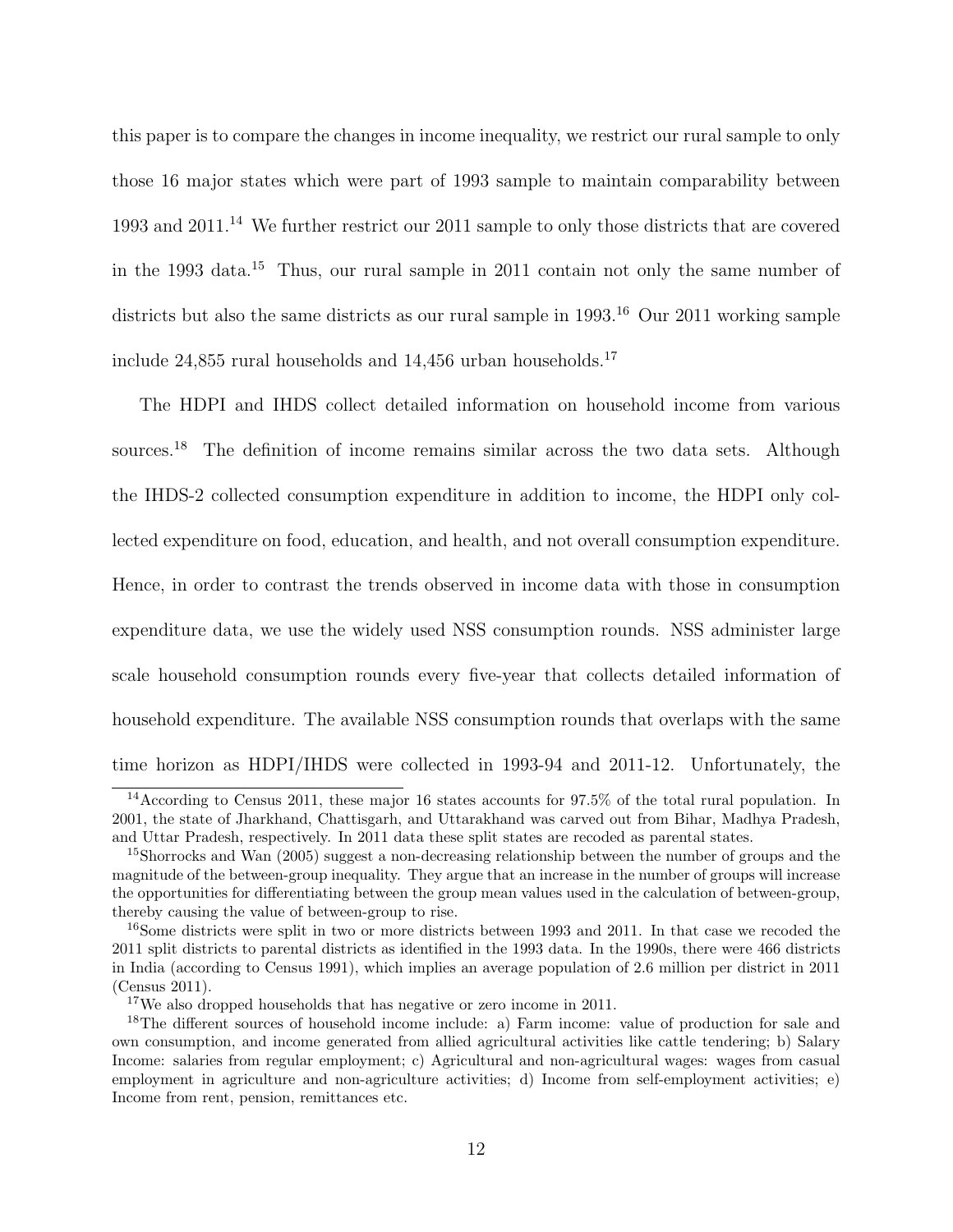this paper is to compare the changes in income inequality, we restrict our rural sample to only those 16 major states which were part of 1993 sample to maintain comparability between 1993 and 2011.[14] We further restrict our 2011 sample to only those districts that are covered in the 1993 data.[15] Thus, our rural sample in 2011 contain not only the same number of districts but also the same districts as our rural sample in 1993.[16] Our 2011 working sample include 24,855 rural households and 14,456 urban households.[17]

The HDPI and IHDS collect detailed information on household income from various sources.[18] The definition of income remains similar across the two data sets. Although the IHDS-2 collected consumption expenditure in addition to income, the HDPI only collected expenditure on food, education, and health, and not overall consumption expenditure. Hence, in order to contrast the trends observed in income data with those in consumption expenditure data, we use the widely used NSS consumption rounds. NSS administer large scale household consumption rounds every five-year that collects detailed information of household expenditure. The available NSS consumption rounds that overlaps with the same time horizon as HDPI/IHDS were collected in 1993-94 and 2011-12. Unfortunately, the

[14] According to Census 2011, these major 16 states accounts for 97.5% of the total rural population. In 2001, the state of Jharkhand, Chattisgarh, and Uttarakhand was carved out from Bihar, Madhya Pradesh, and Uttar Pradesh, respectively. In 2011 data these split states are recoded as parental states.

[15] Shorrocks and Wan (2005) suggest a non-decreasing relationship between the number of groups and the magnitude of the between-group inequality. They argue that an increase in the number of groups will increase the opportunities for differentiating between the group mean values used in the calculation of between-group, thereby causing the value of between-group to rise.

[16] Some districts were split in two or more districts between 1993 and 2011. In that case we recoded the 2011 split districts to parental districts as identified in the 1993 data. In the 1990s, there were 466 districts in India (according to Census 1991), which implies an average population of 2.6 million per district in 2011 (Census 2011).

[17] We also dropped households that has negative or zero income in 2011.

[18] The different sources of household income include: a) Farm income: value of production for sale and own consumption, and income generated from allied agricultural activities like cattle tendering; b) Salary Income: salaries from regular employment; c) Agricultural and non-agricultural wages: wages from casual employment in agriculture and non-agriculture activities; d) Income from self-employment activities; e) Income from rent, pension, remittances etc.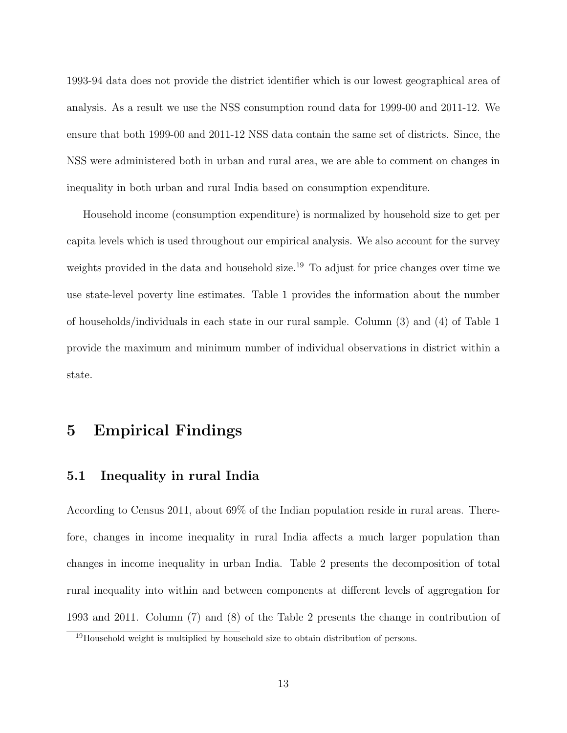1993-94 data does not provide the district identifier which is our lowest geographical area of analysis. As a result we use the NSS consumption round data for 1999-00 and 2011-12. We ensure that both 1999-00 and 2011-12 NSS data contain the same set of districts. Since, the NSS were administered both in urban and rural area, we are able to comment on changes in inequality in both urban and rural India based on consumption expenditure.

Household income (consumption expenditure) is normalized by household size to get per capita levels which is used throughout our empirical analysis. We also account for the survey weights provided in the data and household size.[19] To adjust for price changes over time we use state-level poverty line estimates. Table 1 provides the information about the number of households/individuals in each state in our rural sample. Column (3) and (4) of Table 1 provide the maximum and minimum number of individual observations in district within a state.

# 5 Empirical Findings

## 5.1 Inequality in rural India

According to Census 2011, about 69% of the Indian population reside in rural areas. Therefore, changes in income inequality in rural India affects a much larger population than changes in income inequality in urban India. Table 2 presents the decomposition of total rural inequality into within and between components at different levels of aggregation for 1993 and 2011. Column (7) and (8) of the Table 2 presents the change in contribution of

[19] Household weight is multiplied by household size to obtain distribution of persons.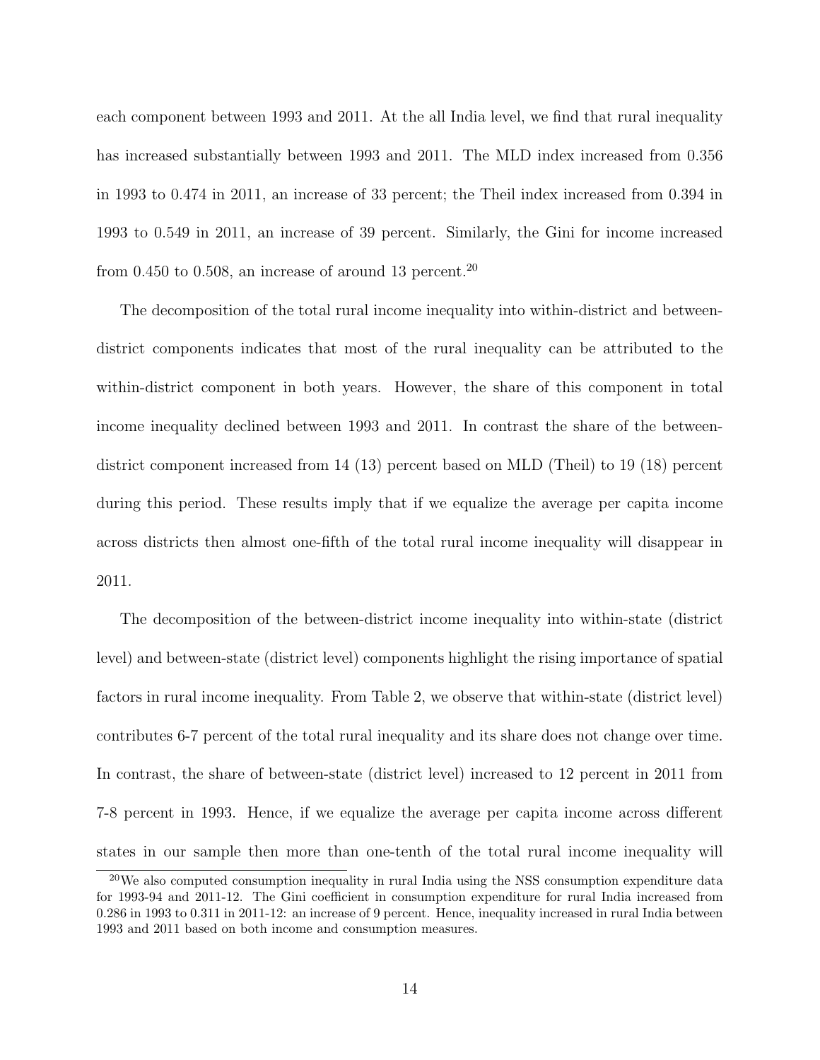each component between 1993 and 2011. At the all India level, we find that rural inequality has increased substantially between 1993 and 2011. The MLD index increased from 0.356 in 1993 to 0.474 in 2011, an increase of 33 percent; the Theil index increased from 0.394 in 1993 to 0.549 in 2011, an increase of 39 percent. Similarly, the Gini for income increased from 0.450 to 0.508, an increase of around 13 percent.[20]

The decomposition of the total rural income inequality into within-district and between-district components indicates that most of the rural inequality can be attributed to the within-district component in both years. However, the share of this component in total income inequality declined between 1993 and 2011. In contrast the share of the between-district component increased from 14 (13) percent based on MLD (Theil) to 19 (18) percent during this period. These results imply that if we equalize the average per capita income across districts then almost one-fifth of the total rural income inequality will disappear in 2011.

The decomposition of the between-district income inequality into within-state (district level) and between-state (district level) components highlight the rising importance of spatial factors in rural income inequality. From Table 2, we observe that within-state (district level) contributes 6-7 percent of the total rural inequality and its share does not change over time. In contrast, the share of between-state (district level) increased to 12 percent in 2011 from 7-8 percent in 1993. Hence, if we equalize the average per capita income across different states in our sample then more than one-tenth of the total rural income inequality will

[20] We also computed consumption inequality in rural India using the NSS consumption expenditure data for 1993-94 and 2011-12. The Gini coefficient in consumption expenditure for rural India increased from 0.286 in 1993 to 0.311 in 2011-12: an increase of 9 percent. Hence, inequality increased in rural India between 1993 and 2011 based on both income and consumption measures.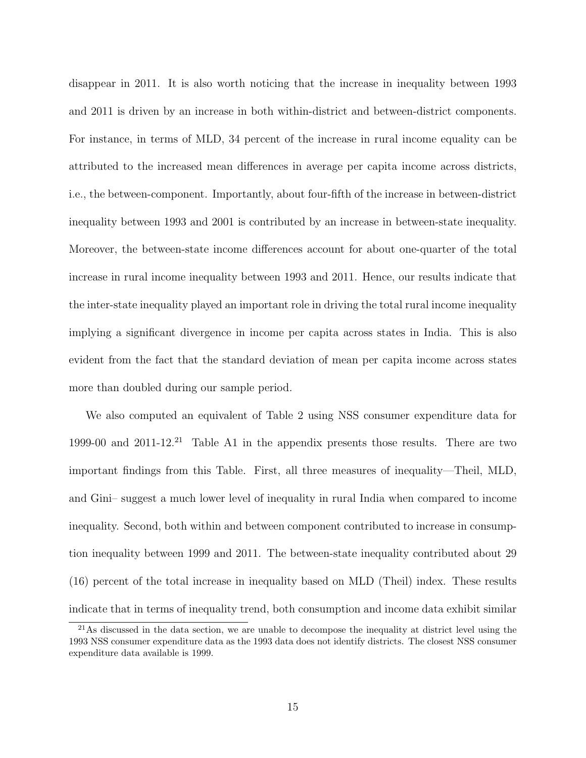disappear in 2011. It is also worth noticing that the increase in inequality between 1993 and 2011 is driven by an increase in both within-district and between-district components. For instance, in terms of MLD, 34 percent of the increase in rural income equality can be attributed to the increased mean differences in average per capita income across districts, i.e., the between-component. Importantly, about four-fifth of the increase in between-district inequality between 1993 and 2001 is contributed by an increase in between-state inequality. Moreover, the between-state income differences account for about one-quarter of the total increase in rural income inequality between 1993 and 2011. Hence, our results indicate that the inter-state inequality played an important role in driving the total rural income inequality implying a significant divergence in income per capita across states in India. This is also evident from the fact that the standard deviation of mean per capita income across states more than doubled during our sample period.

We also computed an equivalent of Table 2 using NSS consumer expenditure data for 1999-00 and 2011-12.[21] Table A1 in the appendix presents those results. There are two important findings from this Table. First, all three measures of inequality—Theil, MLD, and Gini– suggest a much lower level of inequality in rural India when compared to income inequality. Second, both within and between component contributed to increase in consumption inequality between 1999 and 2011. The between-state inequality contributed about 29 (16) percent of the total increase in inequality based on MLD (Theil) index. These results indicate that in terms of inequality trend, both consumption and income data exhibit similar

[21] As discussed in the data section, we are unable to decompose the inequality at district level using the 1993 NSS consumer expenditure data as the 1993 data does not identify districts. The closest NSS consumer expenditure data available is 1999.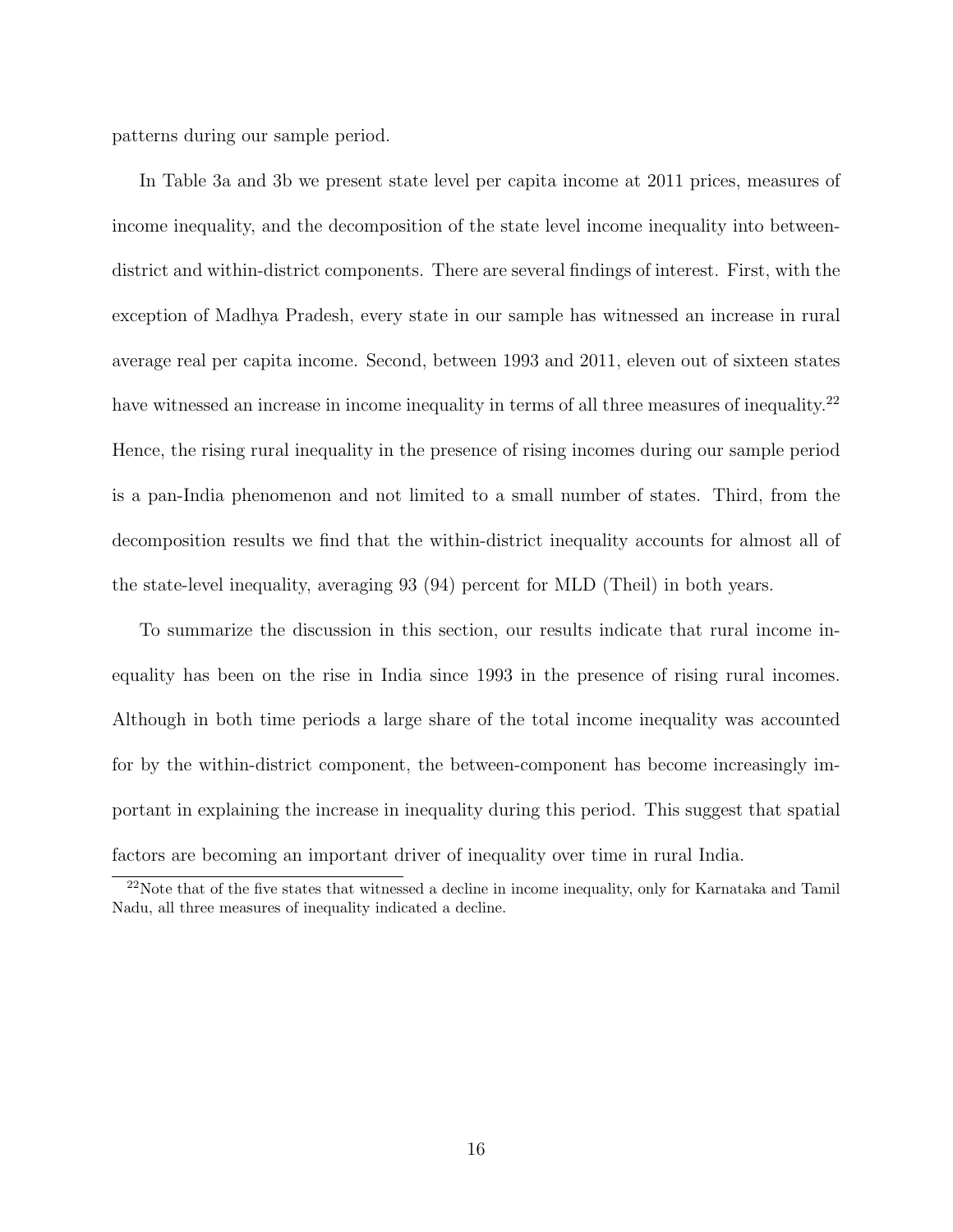patterns during our sample period.

In Table 3a and 3b we present state level per capita income at 2011 prices, measures of income inequality, and the decomposition of the state level income inequality into between-district and within-district components. There are several findings of interest. First, with the exception of Madhya Pradesh, every state in our sample has witnessed an increase in rural average real per capita income. Second, between 1993 and 2011, eleven out of sixteen states have witnessed an increase in income inequality in terms of all three measures of inequality.[22] Hence, the rising rural inequality in the presence of rising incomes during our sample period is a pan-India phenomenon and not limited to a small number of states. Third, from the decomposition results we find that the within-district inequality accounts for almost all of the state-level inequality, averaging 93 (94) percent for MLD (Theil) in both years.

To summarize the discussion in this section, our results indicate that rural income inequality has been on the rise in India since 1993 in the presence of rising rural incomes. Although in both time periods a large share of the total income inequality was accounted for by the within-district component, the between-component has become increasingly important in explaining the increase in inequality during this period. This suggest that spatial factors are becoming an important driver of inequality over time in rural India.

[22] Note that of the five states that witnessed a decline in income inequality, only for Karnataka and Tamil Nadu, all three measures of inequality indicated a decline.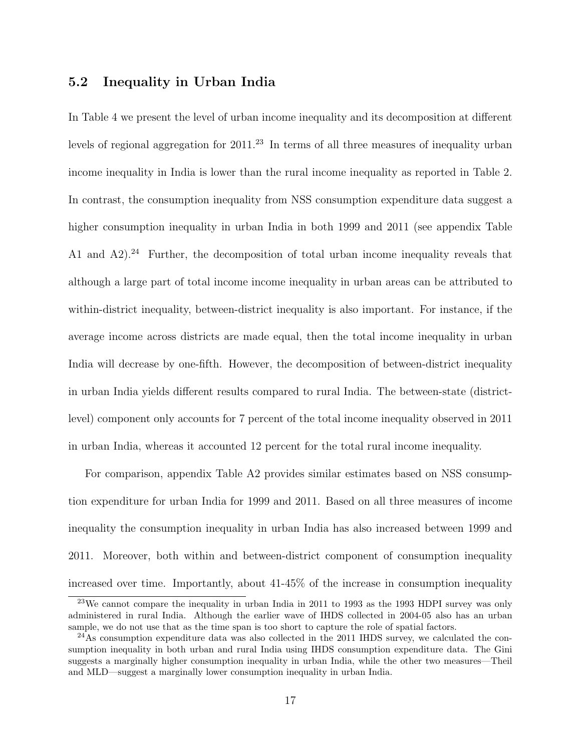## 5.2 Inequality in Urban India

In Table 4 we present the level of urban income inequality and its decomposition at different levels of regional aggregation for 2011.[23] In terms of all three measures of inequality urban income inequality in India is lower than the rural income inequality as reported in Table 2. In contrast, the consumption inequality from NSS consumption expenditure data suggest a higher consumption inequality in urban India in both 1999 and 2011 (see appendix Table A1 and A2).[24] Further, the decomposition of total urban income inequality reveals that although a large part of total income income inequality in urban areas can be attributed to within-district inequality, between-district inequality is also important. For instance, if the average income across districts are made equal, then the total income inequality in urban India will decrease by one-fifth. However, the decomposition of between-district inequality in urban India yields different results compared to rural India. The between-state (district-level) component only accounts for 7 percent of the total income inequality observed in 2011 in urban India, whereas it accounted 12 percent for the total rural income inequality.

For comparison, appendix Table A2 provides similar estimates based on NSS consumption expenditure for urban India for 1999 and 2011. Based on all three measures of income inequality the consumption inequality in urban India has also increased between 1999 and 2011. Moreover, both within and between-district component of consumption inequality increased over time. Importantly, about 41-45% of the increase in consumption inequality

[23] We cannot compare the inequality in urban India in 2011 to 1993 as the 1993 HDPI survey was only administered in rural India. Although the earlier wave of IHDS collected in 2004-05 also has an urban sample, we do not use that as the time span is too short to capture the role of spatial factors.

[24] As consumption expenditure data was also collected in the 2011 IHDS survey, we calculated the consumption inequality in both urban and rural India using IHDS consumption expenditure data. The Gini suggests a marginally higher consumption inequality in urban India, while the other two measures—Theil and MLD—suggest a marginally lower consumption inequality in urban India.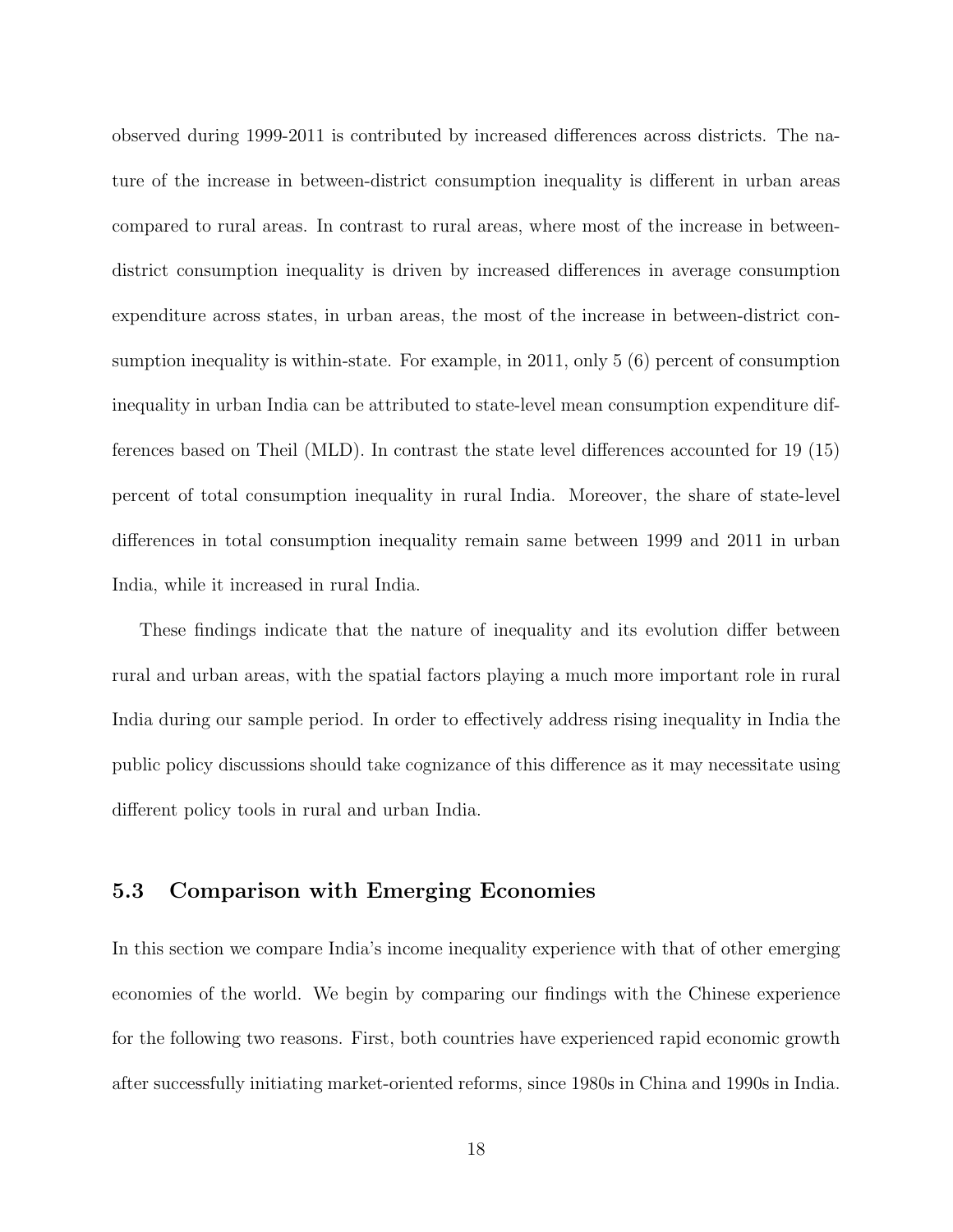observed during 1999-2011 is contributed by increased differences across districts. The nature of the increase in between-district consumption inequality is different in urban areas compared to rural areas. In contrast to rural areas, where most of the increase in between-district consumption inequality is driven by increased differences in average consumption expenditure across states, in urban areas, the most of the increase in between-district consumption inequality is within-state. For example, in 2011, only 5 (6) percent of consumption inequality in urban India can be attributed to state-level mean consumption expenditure differences based on Theil (MLD). In contrast the state level differences accounted for 19 (15) percent of total consumption inequality in rural India. Moreover, the share of state-level differences in total consumption inequality remain same between 1999 and 2011 in urban India, while it increased in rural India.

These findings indicate that the nature of inequality and its evolution differ between rural and urban areas, with the spatial factors playing a much more important role in rural India during our sample period. In order to effectively address rising inequality in India the public policy discussions should take cognizance of this difference as it may necessitate using different policy tools in rural and urban India.

### 5.3 Comparison with Emerging Economies

In this section we compare India's income inequality experience with that of other emerging economies of the world. We begin by comparing our findings with the Chinese experience for the following two reasons. First, both countries have experienced rapid economic growth after successfully initiating market-oriented reforms, since 1980s in China and 1990s in India.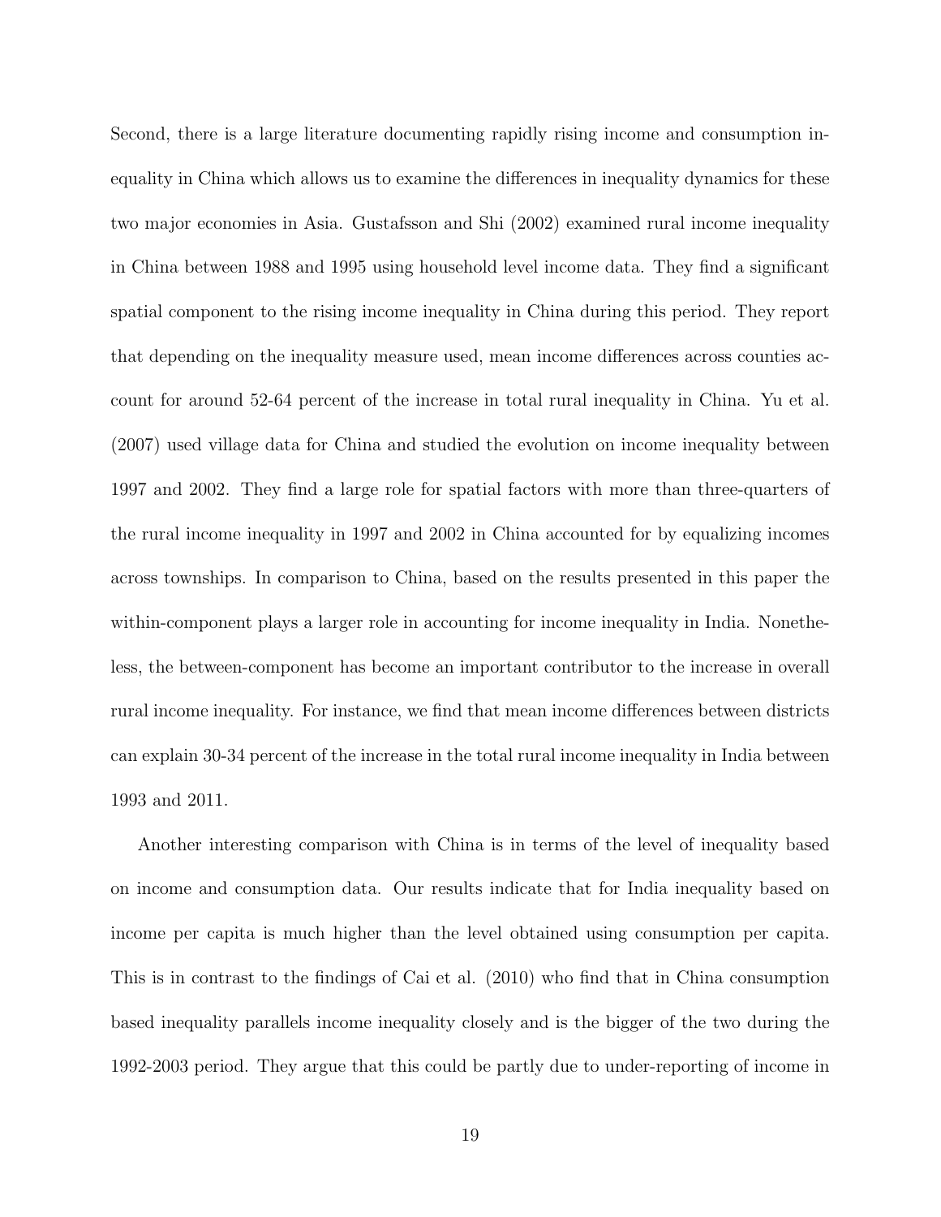Second, there is a large literature documenting rapidly rising income and consumption inequality in China which allows us to examine the differences in inequality dynamics for these two major economies in Asia. Gustafsson and Shi (2002) examined rural income inequality in China between 1988 and 1995 using household level income data. They find a significant spatial component to the rising income inequality in China during this period. They report that depending on the inequality measure used, mean income differences across counties account for around 52-64 percent of the increase in total rural inequality in China. Yu et al. (2007) used village data for China and studied the evolution on income inequality between 1997 and 2002. They find a large role for spatial factors with more than three-quarters of the rural income inequality in 1997 and 2002 in China accounted for by equalizing incomes across townships. In comparison to China, based on the results presented in this paper the within-component plays a larger role in accounting for income inequality in India. Nonetheless, the between-component has become an important contributor to the increase in overall rural income inequality. For instance, we find that mean income differences between districts can explain 30-34 percent of the increase in the total rural income inequality in India between 1993 and 2011.

Another interesting comparison with China is in terms of the level of inequality based on income and consumption data. Our results indicate that for India inequality based on income per capita is much higher than the level obtained using consumption per capita. This is in contrast to the findings of Cai et al. (2010) who find that in China consumption based inequality parallels income inequality closely and is the bigger of the two during the 1992-2003 period. They argue that this could be partly due to under-reporting of income in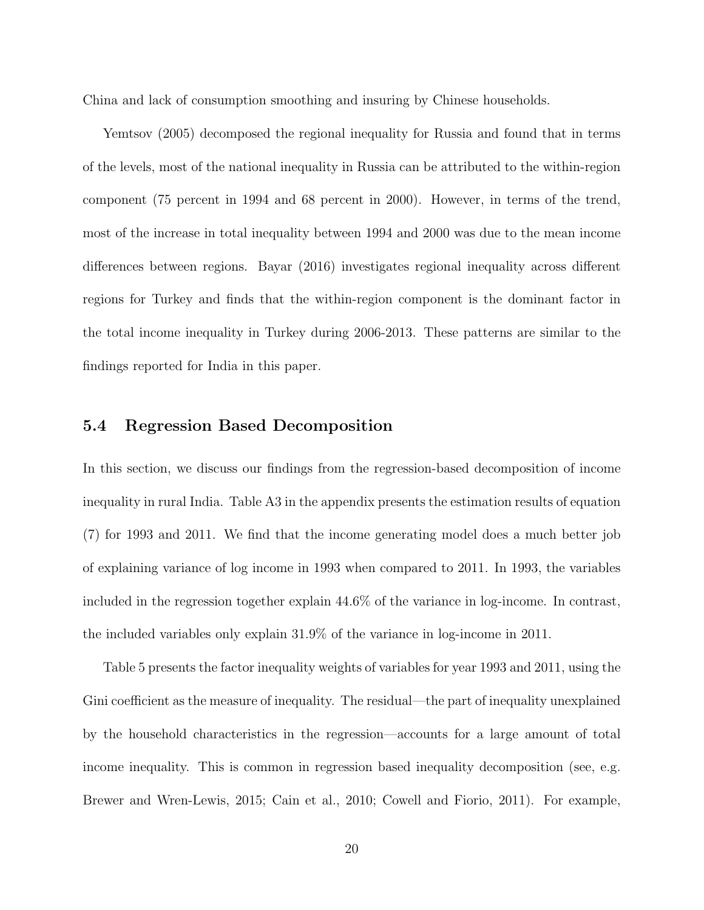China and lack of consumption smoothing and insuring by Chinese households.

Yemtsov (2005) decomposed the regional inequality for Russia and found that in terms of the levels, most of the national inequality in Russia can be attributed to the within-region component (75 percent in 1994 and 68 percent in 2000). However, in terms of the trend, most of the increase in total inequality between 1994 and 2000 was due to the mean income differences between regions. Bayar (2016) investigates regional inequality across different regions for Turkey and finds that the within-region component is the dominant factor in the total income inequality in Turkey during 2006-2013. These patterns are similar to the findings reported for India in this paper.

### 5.4 Regression Based Decomposition

In this section, we discuss our findings from the regression-based decomposition of income inequality in rural India. Table A3 in the appendix presents the estimation results of equation (7) for 1993 and 2011. We find that the income generating model does a much better job of explaining variance of log income in 1993 when compared to 2011. In 1993, the variables included in the regression together explain 44.6% of the variance in log-income. In contrast, the included variables only explain 31.9% of the variance in log-income in 2011.

Table 5 presents the factor inequality weights of variables for year 1993 and 2011, using the Gini coefficient as the measure of inequality. The residual—the part of inequality unexplained by the household characteristics in the regression—accounts for a large amount of total income inequality. This is common in regression based inequality decomposition (see, e.g. Brewer and Wren-Lewis, 2015; Cain et al., 2010; Cowell and Fiorio, 2011). For example,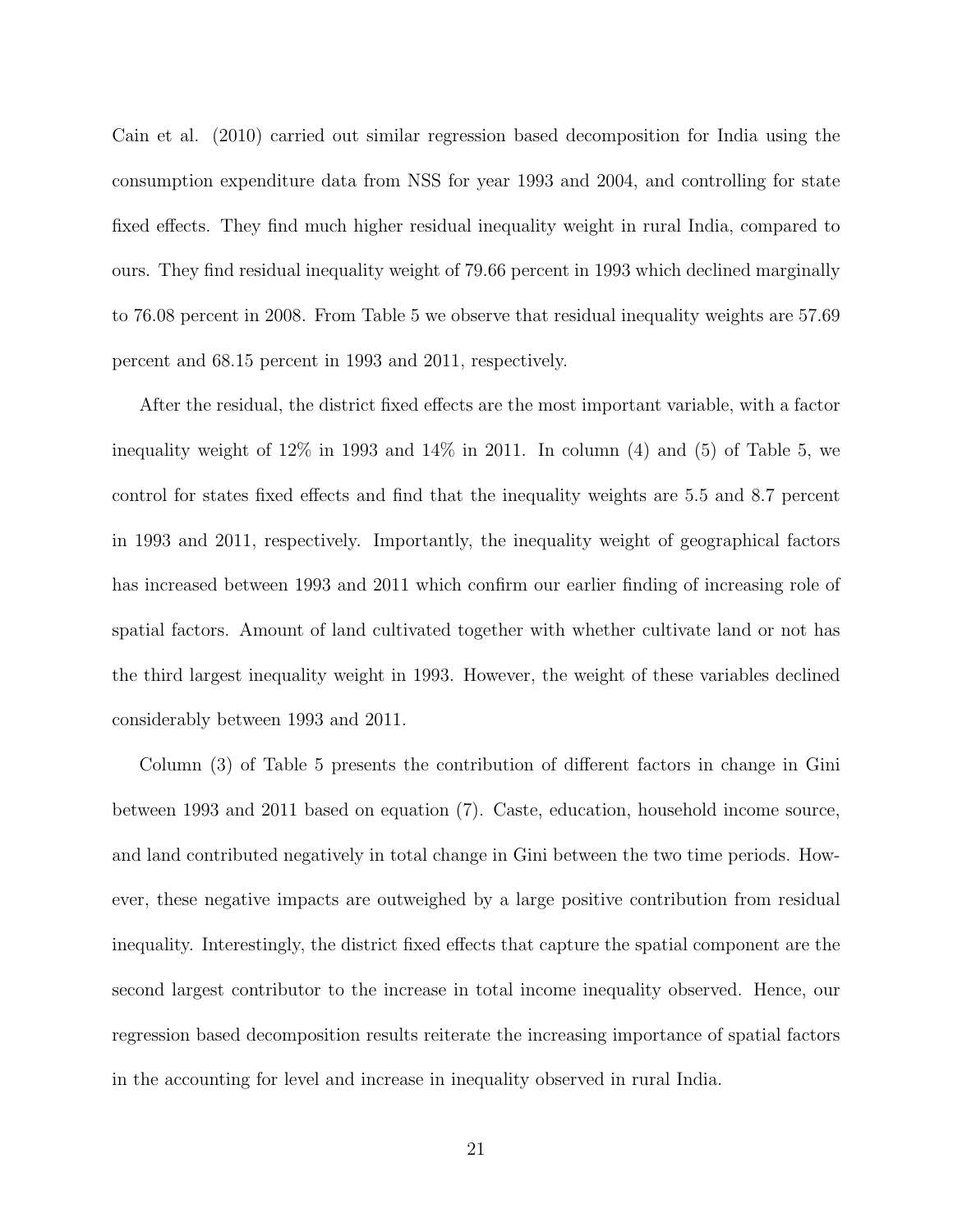Cain et al. (2010) carried out similar regression based decomposition for India using the consumption expenditure data from NSS for year 1993 and 2004, and controlling for state fixed effects. They find much higher residual inequality weight in rural India, compared to ours. They find residual inequality weight of 79.66 percent in 1993 which declined marginally to 76.08 percent in 2008. From Table 5 we observe that residual inequality weights are 57.69 percent and 68.15 percent in 1993 and 2011, respectively.

After the residual, the district fixed effects are the most important variable, with a factor inequality weight of 12% in 1993 and 14% in 2011. In column (4) and (5) of Table 5, we control for states fixed effects and find that the inequality weights are 5.5 and 8.7 percent in 1993 and 2011, respectively. Importantly, the inequality weight of geographical factors has increased between 1993 and 2011 which confirm our earlier finding of increasing role of spatial factors. Amount of land cultivated together with whether cultivate land or not has the third largest inequality weight in 1993. However, the weight of these variables declined considerably between 1993 and 2011.

Column (3) of Table 5 presents the contribution of different factors in change in Gini between 1993 and 2011 based on equation (7). Caste, education, household income source, and land contributed negatively in total change in Gini between the two time periods. However, these negative impacts are outweighed by a large positive contribution from residual inequality. Interestingly, the district fixed effects that capture the spatial component are the second largest contributor to the increase in total income inequality observed. Hence, our regression based decomposition results reiterate the increasing importance of spatial factors in the accounting for level and increase in inequality observed in rural India.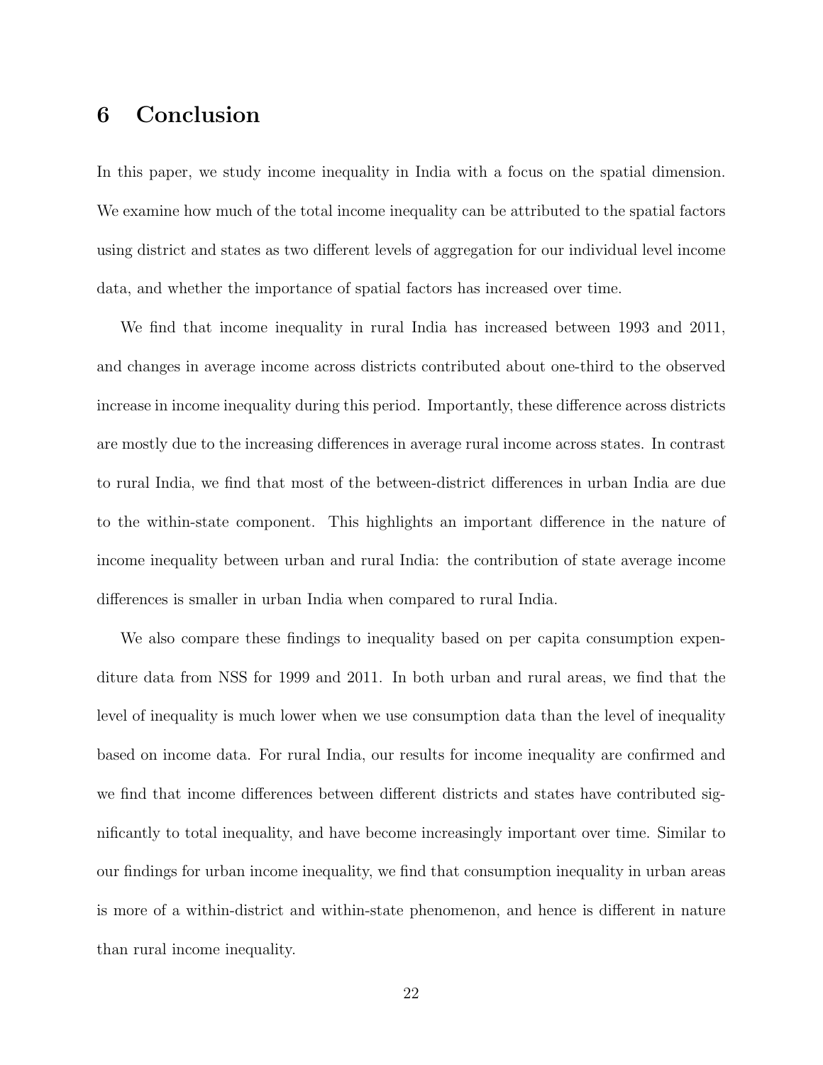## 6 Conclusion

In this paper, we study income inequality in India with a focus on the spatial dimension. We examine how much of the total income inequality can be attributed to the spatial factors using district and states as two different levels of aggregation for our individual level income data, and whether the importance of spatial factors has increased over time.

We find that income inequality in rural India has increased between 1993 and 2011, and changes in average income across districts contributed about one-third to the observed increase in income inequality during this period. Importantly, these difference across districts are mostly due to the increasing differences in average rural income across states. In contrast to rural India, we find that most of the between-district differences in urban India are due to the within-state component. This highlights an important difference in the nature of income inequality between urban and rural India: the contribution of state average income differences is smaller in urban India when compared to rural India.

We also compare these findings to inequality based on per capita consumption expenditure data from NSS for 1999 and 2011. In both urban and rural areas, we find that the level of inequality is much lower when we use consumption data than the level of inequality based on income data. For rural India, our results for income inequality are confirmed and we find that income differences between different districts and states have contributed significantly to total inequality, and have become increasingly important over time. Similar to our findings for urban income inequality, we find that consumption inequality in urban areas is more of a within-district and within-state phenomenon, and hence is different in nature than rural income inequality.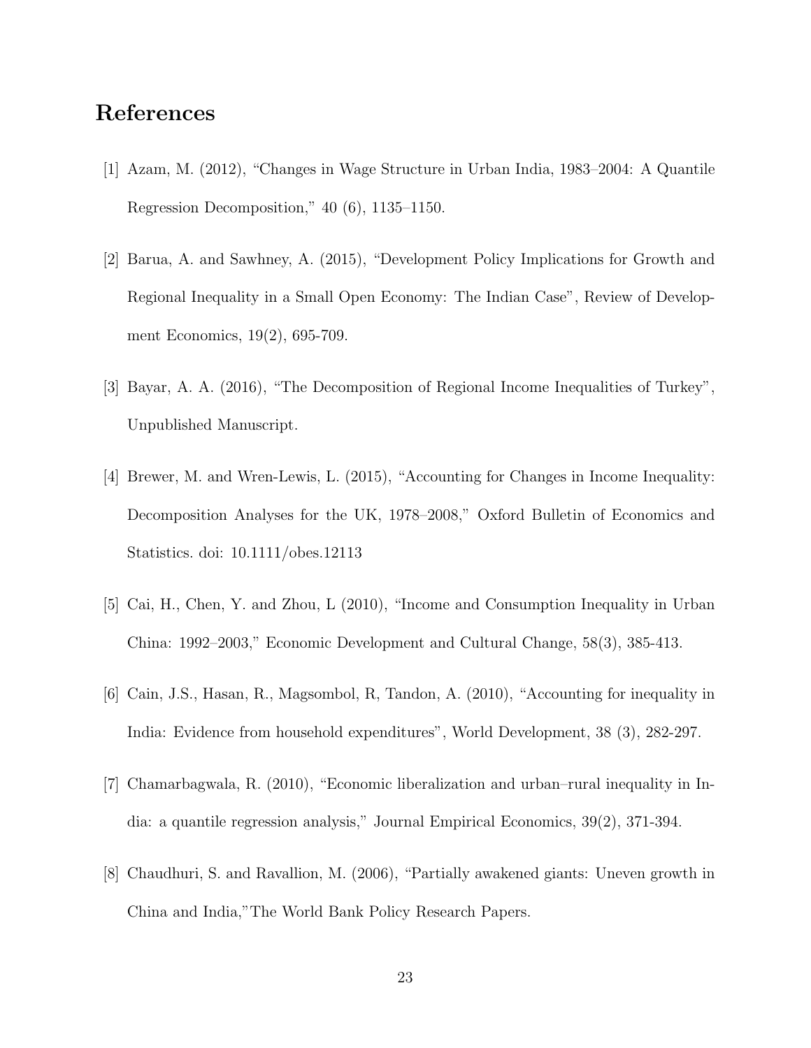# References

[1] Azam, M. (2012), "Changes in Wage Structure in Urban India, 1983–2004: A Quantile Regression Decomposition," 40 (6), 1135–1150.

[2] Barua, A. and Sawhney, A. (2015), "Development Policy Implications for Growth and Regional Inequality in a Small Open Economy: The Indian Case", Review of Development Economics, 19(2), 695-709.

[3] Bayar, A. A. (2016), "The Decomposition of Regional Income Inequalities of Turkey", Unpublished Manuscript.

[4] Brewer, M. and Wren-Lewis, L. (2015), "Accounting for Changes in Income Inequality: Decomposition Analyses for the UK, 1978–2008," Oxford Bulletin of Economics and Statistics. doi: 10.1111/obes.12113

[5] Cai, H., Chen, Y. and Zhou, L (2010), "Income and Consumption Inequality in Urban China: 1992–2003," Economic Development and Cultural Change, 58(3), 385-413.

[6] Cain, J.S., Hasan, R., Magsombol, R, Tandon, A. (2010), "Accounting for inequality in India: Evidence from household expenditures", World Development, 38 (3), 282-297.

[7] Chamarbagwala, R. (2010), "Economic liberalization and urban–rural inequality in India: a quantile regression analysis," Journal Empirical Economics, 39(2), 371-394.

[8] Chaudhuri, S. and Ravallion, M. (2006), "Partially awakened giants: Uneven growth in China and India,"The World Bank Policy Research Papers.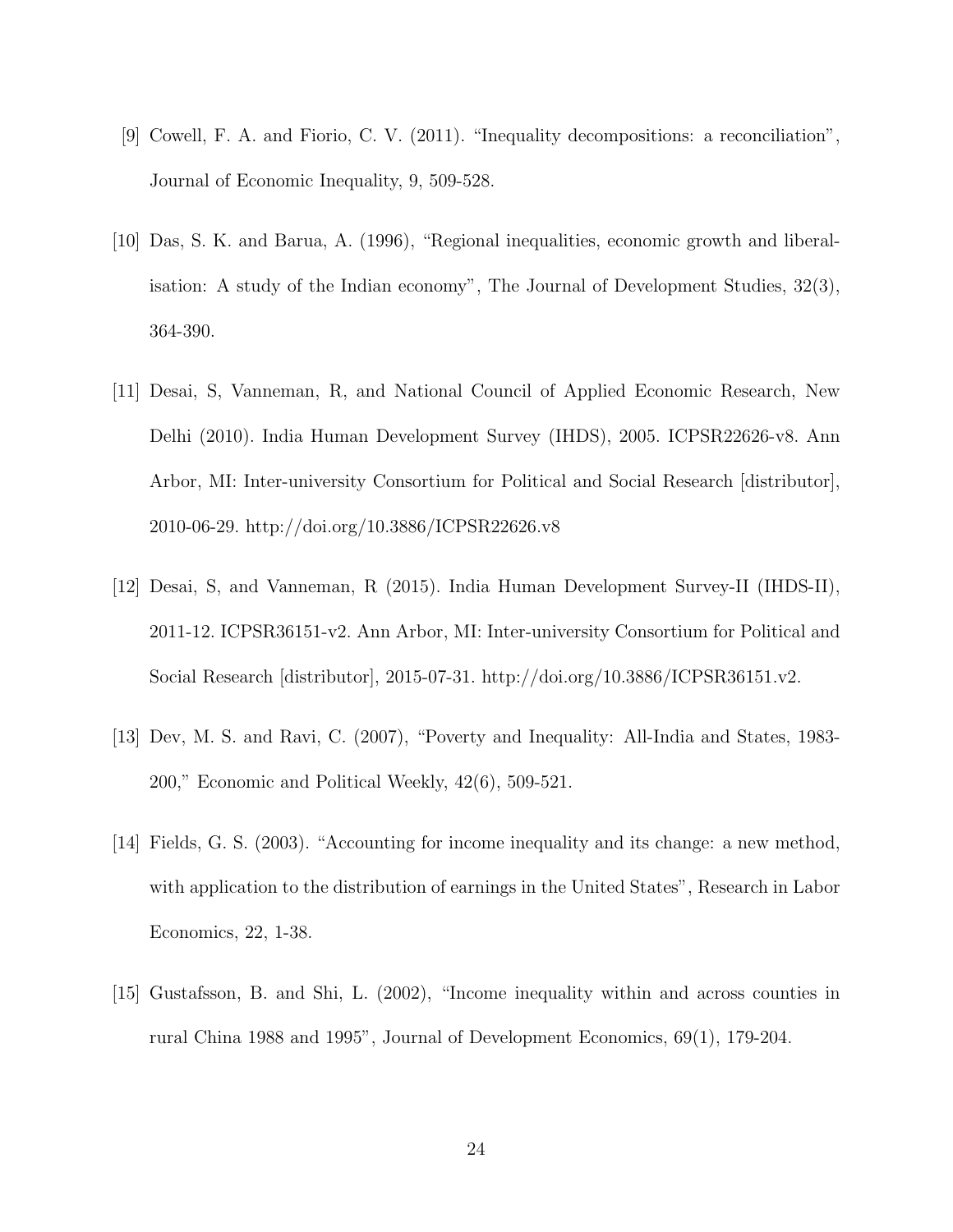[9] Cowell, F. A. and Fiorio, C. V. (2011). "Inequality decompositions: a reconciliation", Journal of Economic Inequality, 9, 509-528.

[10] Das, S. K. and Barua, A. (1996), "Regional inequalities, economic growth and liberalisation: A study of the Indian economy", The Journal of Development Studies, 32(3), 364-390.

[11] Desai, S, Vanneman, R, and National Council of Applied Economic Research, New Delhi (2010). India Human Development Survey (IHDS), 2005. ICPSR22626-v8. Ann Arbor, MI: Inter-university Consortium for Political and Social Research [distributor], 2010-06-29. http://doi.org/10.3886/ICPSR22626.v8

[12] Desai, S, and Vanneman, R (2015). India Human Development Survey-II (IHDS-II), 2011-12. ICPSR36151-v2. Ann Arbor, MI: Inter-university Consortium for Political and Social Research [distributor], 2015-07-31. http://doi.org/10.3886/ICPSR36151.v2.

[13] Dev, M. S. and Ravi, C. (2007), "Poverty and Inequality: All-India and States, 1983-200," Economic and Political Weekly, 42(6), 509-521.

[14] Fields, G. S. (2003). "Accounting for income inequality and its change: a new method, with application to the distribution of earnings in the United States", Research in Labor Economics, 22, 1-38.

[15] Gustafsson, B. and Shi, L. (2002), "Income inequality within and across counties in rural China 1988 and 1995", Journal of Development Economics, 69(1), 179-204.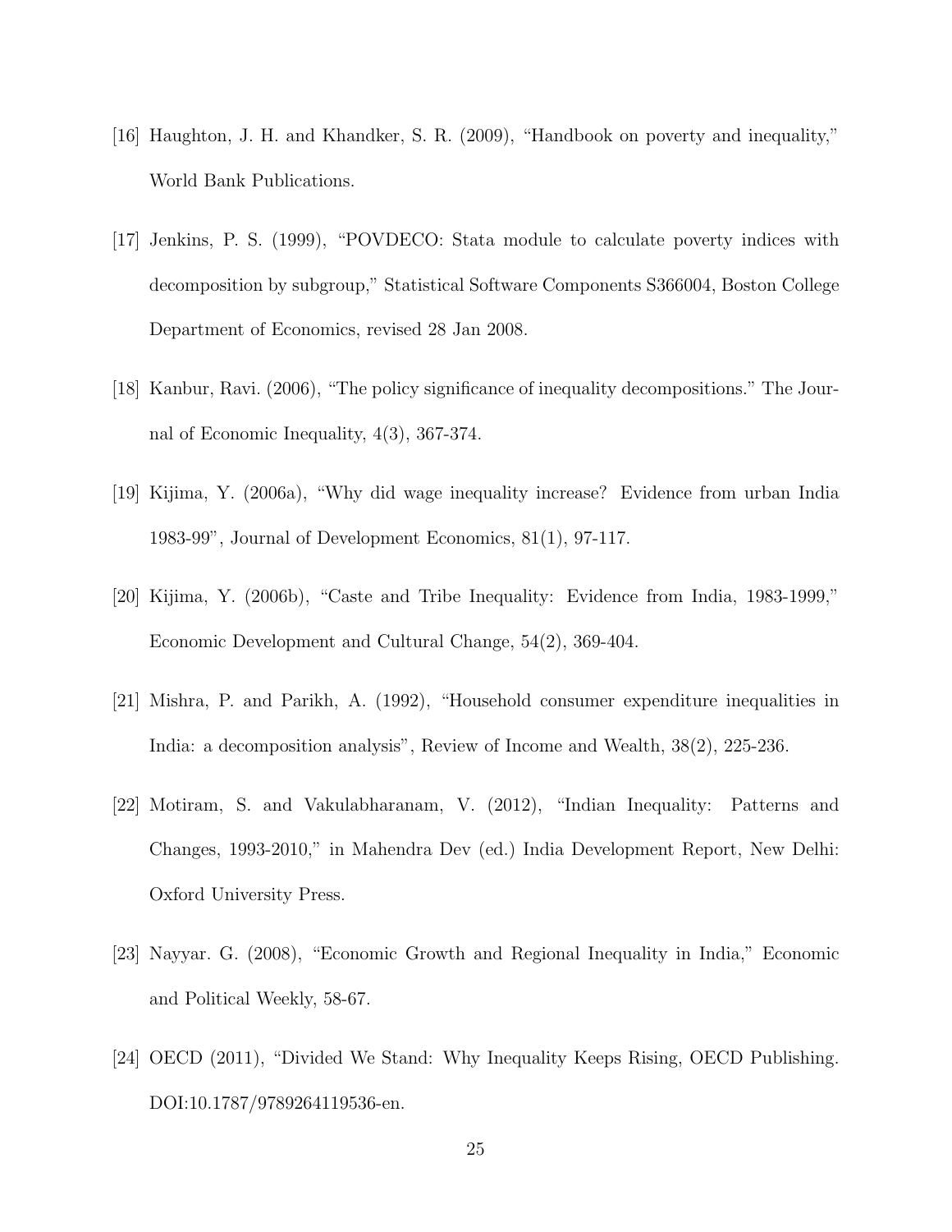[16] Haughton, J. H. and Khandker, S. R. (2009), "Handbook on poverty and inequality," World Bank Publications.

[17] Jenkins, P. S. (1999), "POVDECO: Stata module to calculate poverty indices with decomposition by subgroup," Statistical Software Components S366004, Boston College Department of Economics, revised 28 Jan 2008.

[18] Kanbur, Ravi. (2006), "The policy significance of inequality decompositions." The Journal of Economic Inequality, 4(3), 367-374.

[19] Kijima, Y. (2006a), "Why did wage inequality increase? Evidence from urban India 1983-99", Journal of Development Economics, 81(1), 97-117.

[20] Kijima, Y. (2006b), "Caste and Tribe Inequality: Evidence from India, 1983-1999," Economic Development and Cultural Change, 54(2), 369-404.

[21] Mishra, P. and Parikh, A. (1992), "Household consumer expenditure inequalities in India: a decomposition analysis", Review of Income and Wealth, 38(2), 225-236.

[22] Motiram, S. and Vakulabharanam, V. (2012), "Indian Inequality: Patterns and Changes, 1993-2010," in Mahendra Dev (ed.) India Development Report, New Delhi: Oxford University Press.

[23] Nayyar. G. (2008), "Economic Growth and Regional Inequality in India," Economic and Political Weekly, 58-67.

[24] OECD (2011), "Divided We Stand: Why Inequality Keeps Rising, OECD Publishing. DOI:10.1787/9789264119536-en.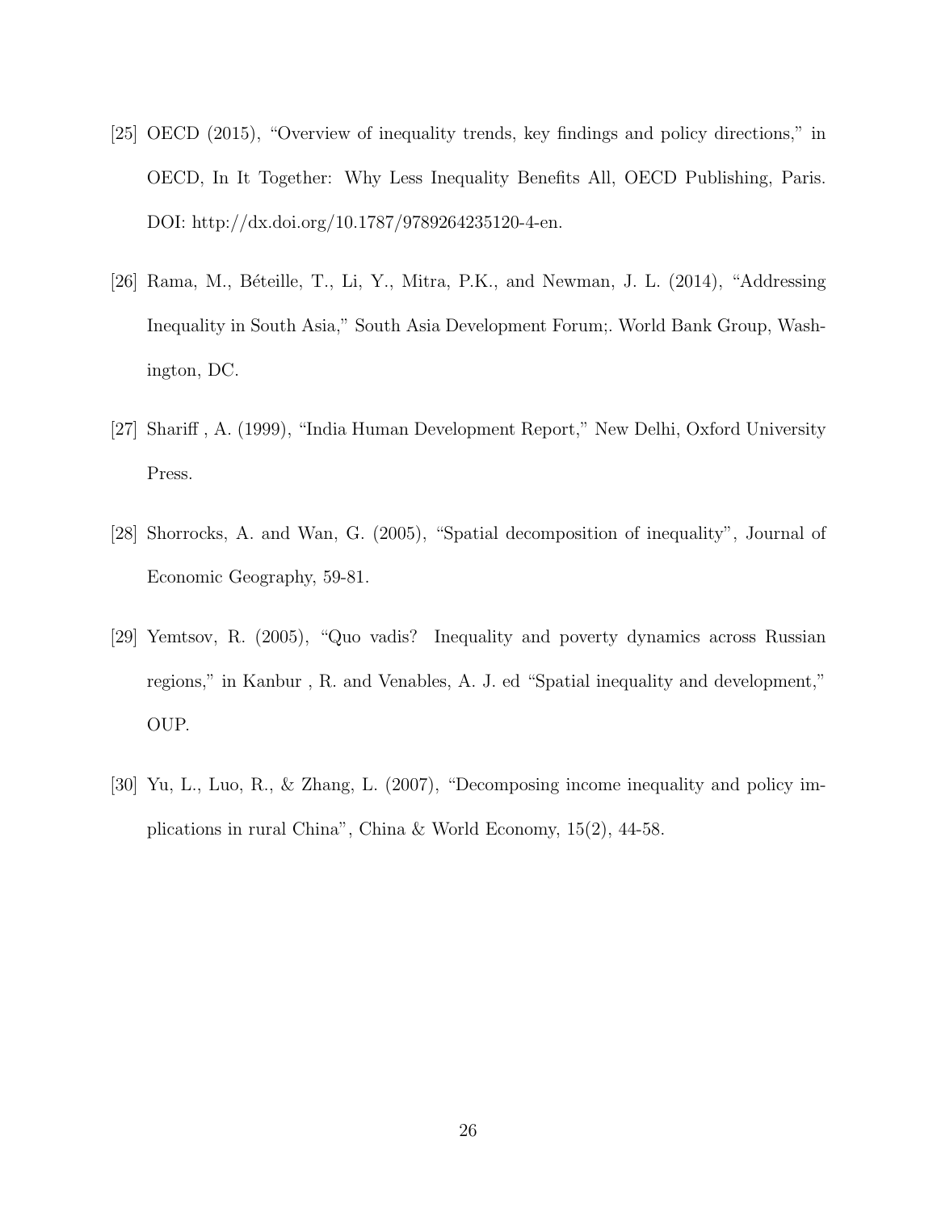[25] OECD (2015), "Overview of inequality trends, key findings and policy directions," in OECD, In It Together: Why Less Inequality Benefits All, OECD Publishing, Paris. DOI: http://dx.doi.org/10.1787/9789264235120-4-en.

[26] Rama, M., Béteille, T., Li, Y., Mitra, P.K., and Newman, J. L. (2014), "Addressing Inequality in South Asia," South Asia Development Forum;. World Bank Group, Washington, DC.

[27] Shariff , A. (1999), "India Human Development Report," New Delhi, Oxford University Press.

[28] Shorrocks, A. and Wan, G. (2005), "Spatial decomposition of inequality", Journal of Economic Geography, 59-81.

[29] Yemtsov, R. (2005), "Quo vadis? Inequality and poverty dynamics across Russian regions," in Kanbur , R. and Venables, A. J. ed "Spatial inequality and development," OUP.

[30] Yu, L., Luo, R., & Zhang, L. (2007), "Decomposing income inequality and policy implications in rural China", China & World Economy, 15(2), 44-58.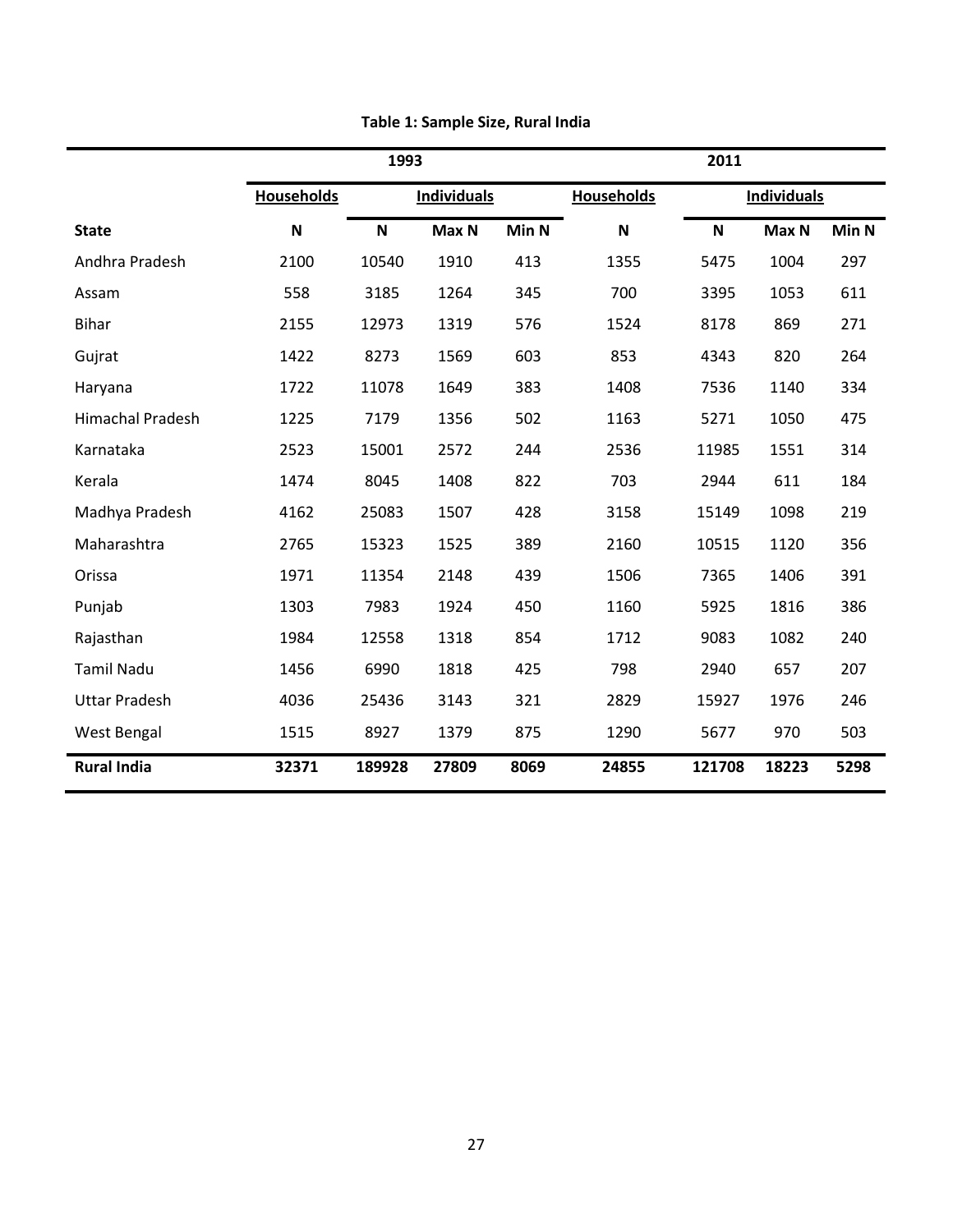**Table 1: Sample Size, Rural India**

| | 1993 | | | | 2011 | | | |
|---|---|---|---|---|---|---|---|---|
| | Households | Individuals | | | Households | Individuals | | |
| **State** | **N** | **N** | **Max N** | **Min N** | **N** | **N** | **Max N** | **Min N** |
| Andhra Pradesh | 2100 | 10540 | 1910 | 413 | 1355 | 5475 | 1004 | 297 |
| Assam | 558 | 3185 | 1264 | 345 | 700 | 3395 | 1053 | 611 |
| Bihar | 2155 | 12973 | 1319 | 576 | 1524 | 8178 | 869 | 271 |
| Gujrat | 1422 | 8273 | 1569 | 603 | 853 | 4343 | 820 | 264 |
| Haryana | 1722 | 11078 | 1649 | 383 | 1408 | 7536 | 1140 | 334 |
| Himachal Pradesh | 1225 | 7179 | 1356 | 502 | 1163 | 5271 | 1050 | 475 |
| Karnataka | 2523 | 15001 | 2572 | 244 | 2536 | 11985 | 1551 | 314 |
| Kerala | 1474 | 8045 | 1408 | 822 | 703 | 2944 | 611 | 184 |
| Madhya Pradesh | 4162 | 25083 | 1507 | 428 | 3158 | 15149 | 1098 | 219 |
| Maharashtra | 2765 | 15323 | 1525 | 389 | 2160 | 10515 | 1120 | 356 |
| Orissa | 1971 | 11354 | 2148 | 439 | 1506 | 7365 | 1406 | 391 |
| Punjab | 1303 | 7983 | 1924 | 450 | 1160 | 5925 | 1816 | 386 |
| Rajasthan | 1984 | 12558 | 1318 | 854 | 1712 | 9083 | 1082 | 240 |
| Tamil Nadu | 1456 | 6990 | 1818 | 425 | 798 | 2940 | 657 | 207 |
| Uttar Pradesh | 4036 | 25436 | 3143 | 321 | 2829 | 15927 | 1976 | 246 |
| West Bengal | 1515 | 8927 | 1379 | 875 | 1290 | 5677 | 970 | 503 |
| **Rural India** | **32371** | **189928** | **27809** | **8069** | **24855** | **121708** | **18223** | **5298** |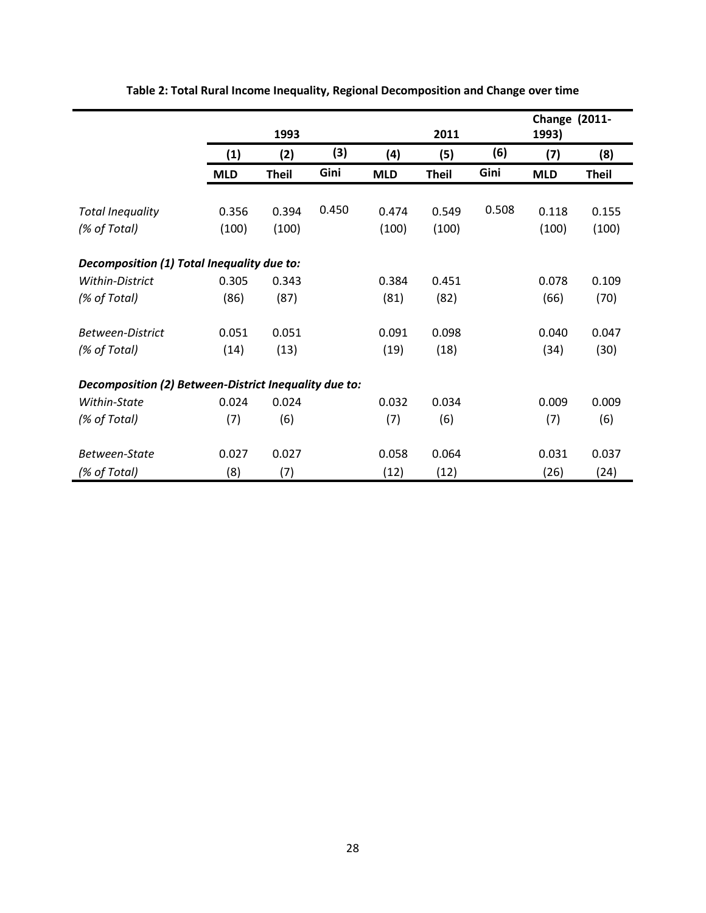**Table 2: Total Rural Income Inequality, Regional Decomposition and Change over time**

| | 1993 | | | 2011 | | | Change (2011-1993) | |
|---|---|---|---|---|---|---|---|---|
| | (1) | (2) | (3) | (4) | (5) | (6) | (7) | (8) |
| | **MLD** | **Theil** | Gini | **MLD** | **Theil** | Gini | **MLD** | **Theil** |
| *Total Inequality* | 0.356 | 0.394 | 0.450 | 0.474 | 0.549 | 0.508 | 0.118 | 0.155 |
| *(% of Total)* | (100) | (100) | | (100) | (100) | | (100) | (100) |
| ***Decomposition (1) Total Inequality due to:*** | | | | | | | | |
| *Within-District* | 0.305 | 0.343 | | 0.384 | 0.451 | | 0.078 | 0.109 |
| *(% of Total)* | (86) | (87) | | (81) | (82) | | (66) | (70) |
| *Between-District* | 0.051 | 0.051 | | 0.091 | 0.098 | | 0.040 | 0.047 |
| *(% of Total)* | (14) | (13) | | (19) | (18) | | (34) | (30) |
| ***Decomposition (2) Between-District Inequality due to:*** | | | | | | | | |
| *Within-State* | 0.024 | 0.024 | | 0.032 | 0.034 | | 0.009 | 0.009 |
| *(% of Total)* | (7) | (6) | | (7) | (6) | | (7) | (6) |
| *Between-State* | 0.027 | 0.027 | | 0.058 | 0.064 | | 0.031 | 0.037 |
| *(% of Total)* | (8) | (7) | | (12) | (12) | | (26) | (24) |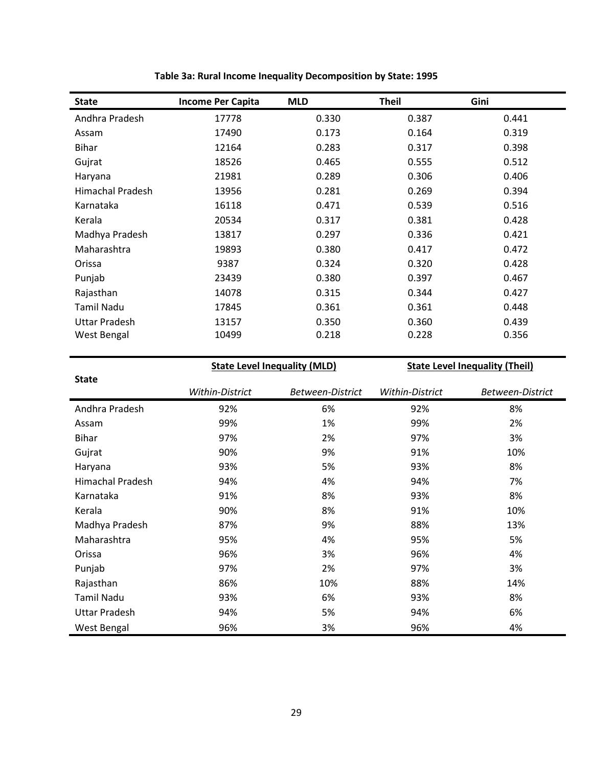**Table 3a: Rural Income Inequality Decomposition by State: 1995**

| State | Income Per Capita | MLD | Theil | Gini |
|---|---|---|---|---|
| Andhra Pradesh | 17778 | 0.330 | 0.387 | 0.441 |
| Assam | 17490 | 0.173 | 0.164 | 0.319 |
| Bihar | 12164 | 0.283 | 0.317 | 0.398 |
| Gujrat | 18526 | 0.465 | 0.555 | 0.512 |
| Haryana | 21981 | 0.289 | 0.306 | 0.406 |
| Himachal Pradesh | 13956 | 0.281 | 0.269 | 0.394 |
| Karnataka | 16118 | 0.471 | 0.539 | 0.516 |
| Kerala | 20534 | 0.317 | 0.381 | 0.428 |
| Madhya Pradesh | 13817 | 0.297 | 0.336 | 0.421 |
| Maharashtra | 19893 | 0.380 | 0.417 | 0.472 |
| Orissa | 9387 | 0.324 | 0.320 | 0.428 |
| Punjab | 23439 | 0.380 | 0.397 | 0.467 |
| Rajasthan | 14078 | 0.315 | 0.344 | 0.427 |
| Tamil Nadu | 17845 | 0.361 | 0.361 | 0.448 |
| Uttar Pradesh | 13157 | 0.350 | 0.360 | 0.439 |
| West Bengal | 10499 | 0.218 | 0.228 | 0.356 |

| State | State Level Inequality (MLD) | | State Level Inequality (Theil) | |
|---|---|---|---|---|
| | *Within-District* | *Between-District* | *Within-District* | *Between-District* |
| Andhra Pradesh | 92% | 6% | 92% | 8% |
| Assam | 99% | 1% | 99% | 2% |
| Bihar | 97% | 2% | 97% | 3% |
| Gujrat | 90% | 9% | 91% | 10% |
| Haryana | 93% | 5% | 93% | 8% |
| Himachal Pradesh | 94% | 4% | 94% | 7% |
| Karnataka | 91% | 8% | 93% | 8% |
| Kerala | 90% | 8% | 91% | 10% |
| Madhya Pradesh | 87% | 9% | 88% | 13% |
| Maharashtra | 95% | 4% | 95% | 5% |
| Orissa | 96% | 3% | 96% | 4% |
| Punjab | 97% | 2% | 97% | 3% |
| Rajasthan | 86% | 10% | 88% | 14% |
| Tamil Nadu | 93% | 6% | 93% | 8% |
| Uttar Pradesh | 94% | 5% | 94% | 6% |
| West Bengal | 96% | 3% | 96% | 4% |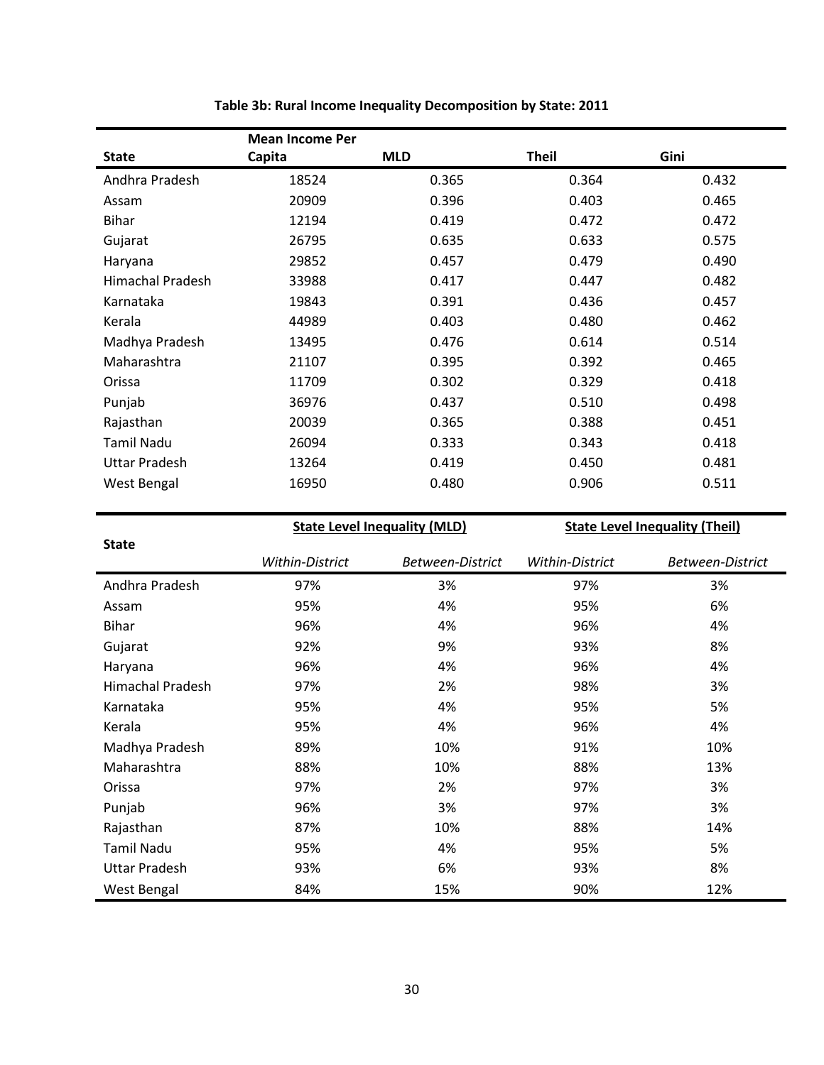**Table 3b: Rural Income Inequality Decomposition by State: 2011**

| State | Mean Income Per Capita | MLD | Theil | Gini |
|---|---|---|---|---|
| Andhra Pradesh | 18524 | 0.365 | 0.364 | 0.432 |
| Assam | 20909 | 0.396 | 0.403 | 0.465 |
| Bihar | 12194 | 0.419 | 0.472 | 0.472 |
| Gujarat | 26795 | 0.635 | 0.633 | 0.575 |
| Haryana | 29852 | 0.457 | 0.479 | 0.490 |
| Himachal Pradesh | 33988 | 0.417 | 0.447 | 0.482 |
| Karnataka | 19843 | 0.391 | 0.436 | 0.457 |
| Kerala | 44989 | 0.403 | 0.480 | 0.462 |
| Madhya Pradesh | 13495 | 0.476 | 0.614 | 0.514 |
| Maharashtra | 21107 | 0.395 | 0.392 | 0.465 |
| Orissa | 11709 | 0.302 | 0.329 | 0.418 |
| Punjab | 36976 | 0.437 | 0.510 | 0.498 |
| Rajasthan | 20039 | 0.365 | 0.388 | 0.451 |
| Tamil Nadu | 26094 | 0.333 | 0.343 | 0.418 |
| Uttar Pradesh | 13264 | 0.419 | 0.450 | 0.481 |
| West Bengal | 16950 | 0.480 | 0.906 | 0.511 |

| State | State Level Inequality (MLD) | | State Level Inequality (Theil) | |
|---|---|---|---|---|
| | *Within-District* | *Between-District* | *Within-District* | *Between-District* |
| Andhra Pradesh | 97% | 3% | 97% | 3% |
| Assam | 95% | 4% | 95% | 6% |
| Bihar | 96% | 4% | 96% | 4% |
| Gujarat | 92% | 9% | 93% | 8% |
| Haryana | 96% | 4% | 96% | 4% |
| Himachal Pradesh | 97% | 2% | 98% | 3% |
| Karnataka | 95% | 4% | 95% | 5% |
| Kerala | 95% | 4% | 96% | 4% |
| Madhya Pradesh | 89% | 10% | 91% | 10% |
| Maharashtra | 88% | 10% | 88% | 13% |
| Orissa | 97% | 2% | 97% | 3% |
| Punjab | 96% | 3% | 97% | 3% |
| Rajasthan | 87% | 10% | 88% | 14% |
| Tamil Nadu | 95% | 4% | 95% | 5% |
| Uttar Pradesh | 93% | 6% | 93% | 8% |
| West Bengal | 84% | 15% | 90% | 12% |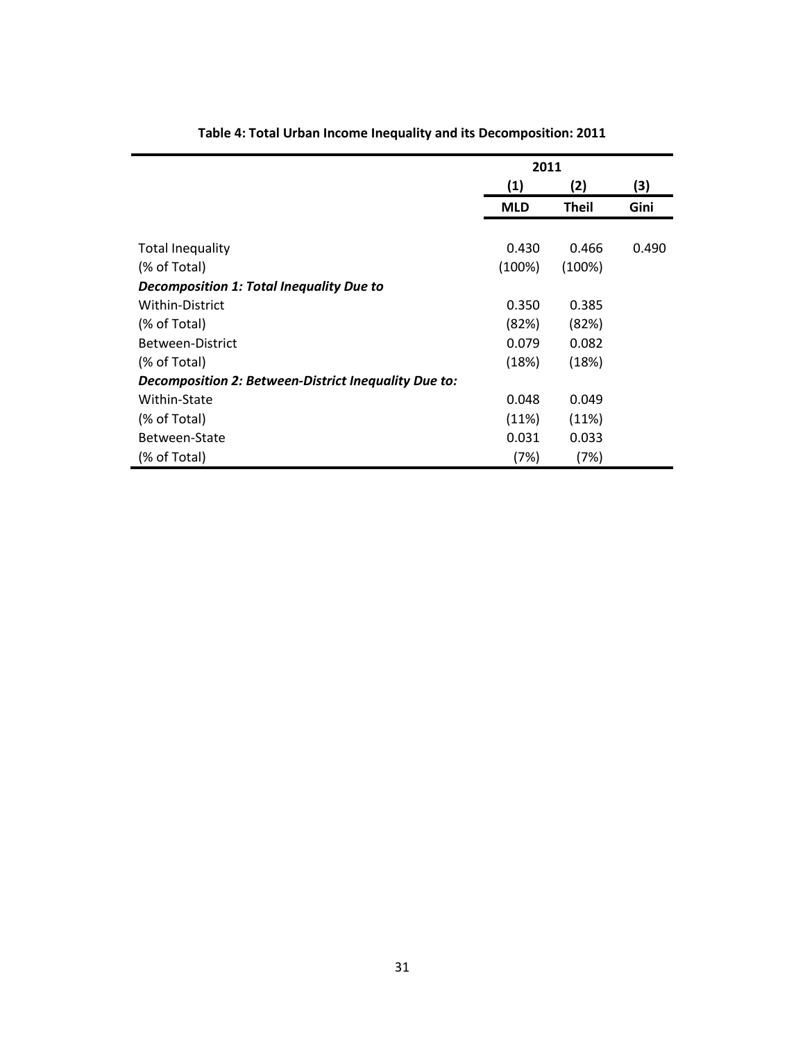**Table 4: Total Urban Income Inequality and its Decomposition: 2011**

| | 2011 | | |
|---|---|---|---|
| | (1) | (2) | (3) |
| | **MLD** | **Theil** | **Gini** |
| Total Inequality | 0.430 | 0.466 | 0.490 |
| (% of Total) | (100%) | (100%) | |
| ***Decomposition 1: Total Inequality Due to*** | | | |
| Within-District | 0.350 | 0.385 | |
| (% of Total) | (82%) | (82%) | |
| Between-District | 0.079 | 0.082 | |
| (% of Total) | (18%) | (18%) | |
| ***Decomposition 2: Between-District Inequality Due to:*** | | | |
| Within-State | 0.048 | 0.049 | |
| (% of Total) | (11%) | (11%) | |
| Between-State | 0.031 | 0.033 | |
| (% of Total) | (7%) | (7%) | |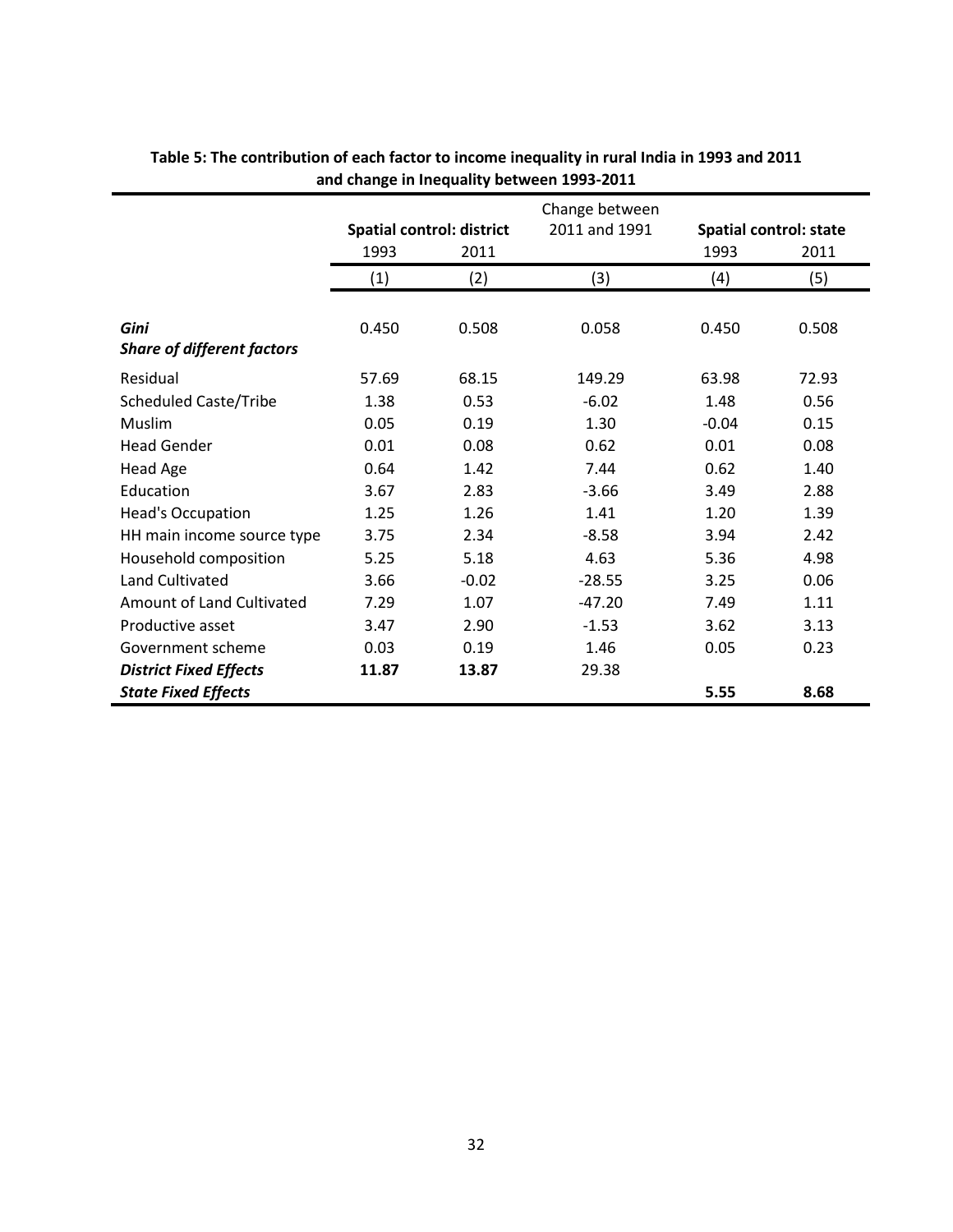**Table 5: The contribution of each factor to income inequality in rural India in 1993 and 2011 and change in Inequality between 1993-2011**

| | **Spatial control: district** | | Change between 2011 and 1991 | **Spatial control: state** | |
|---|---|---|---|---|---|
| | 1993 | 2011 | | 1993 | 2011 |
| | (1) | (2) | (3) | (4) | (5) |
| ***Gini*** | 0.450 | 0.508 | 0.058 | 0.450 | 0.508 |
| ***Share of different factors*** | | | | | |
| Residual | 57.69 | 68.15 | 149.29 | 63.98 | 72.93 |
| Scheduled Caste/Tribe | 1.38 | 0.53 | -6.02 | 1.48 | 0.56 |
| Muslim | 0.05 | 0.19 | 1.30 | -0.04 | 0.15 |
| Head Gender | 0.01 | 0.08 | 0.62 | 0.01 | 0.08 |
| Head Age | 0.64 | 1.42 | 7.44 | 0.62 | 1.40 |
| Education | 3.67 | 2.83 | -3.66 | 3.49 | 2.88 |
| Head's Occupation | 1.25 | 1.26 | 1.41 | 1.20 | 1.39 |
| HH main income source type | 3.75 | 2.34 | -8.58 | 3.94 | 2.42 |
| Household composition | 5.25 | 5.18 | 4.63 | 5.36 | 4.98 |
| Land Cultivated | 3.66 | -0.02 | -28.55 | 3.25 | 0.06 |
| Amount of Land Cultivated | 7.29 | 1.07 | -47.20 | 7.49 | 1.11 |
| Productive asset | 3.47 | 2.90 | -1.53 | 3.62 | 3.13 |
| Government scheme | 0.03 | 0.19 | 1.46 | 0.05 | 0.23 |
| ***District Fixed Effects*** | **11.87** | **13.87** | 29.38 | | |
| ***State Fixed Effects*** | | | | **5.55** | **8.68** |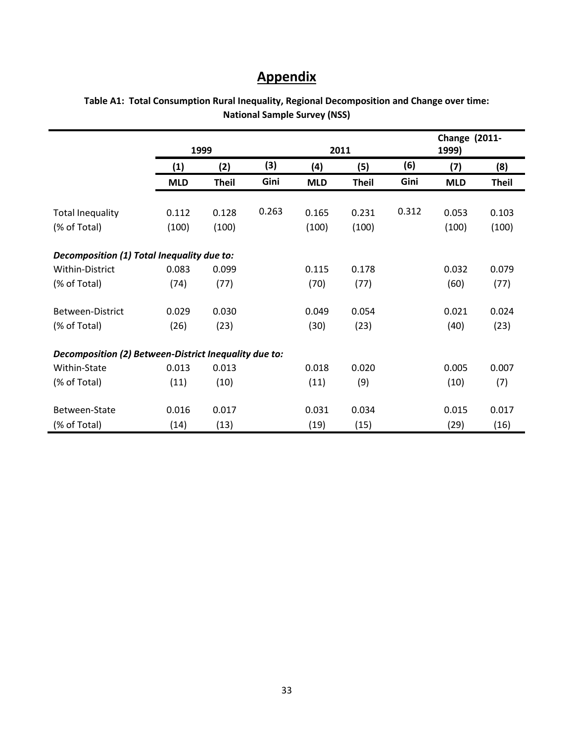# Appendix

**Table A1: Total Consumption Rural Inequality, Regional Decomposition and Change over time: National Sample Survey (NSS)**

| | 1999 | | | 2011 | | | Change (2011-1999) | |
|---|---|---|---|---|---|---|---|---|
| | (1) | (2) | (3) | (4) | (5) | (6) | (7) | (8) |
| | **MLD** | **Theil** | **Gini** | **MLD** | **Theil** | **Gini** | **MLD** | **Theil** |
| Total Inequality | 0.112 | 0.128 | 0.263 | 0.165 | 0.231 | 0.312 | 0.053 | 0.103 |
| (% of Total) | (100) | (100) | | (100) | (100) | | (100) | (100) |
| ***Decomposition (1) Total Inequality due to:*** | | | | | | | | |
| Within-District | 0.083 | 0.099 | | 0.115 | 0.178 | | 0.032 | 0.079 |
| (% of Total) | (74) | (77) | | (70) | (77) | | (60) | (77) |
| Between-District | 0.029 | 0.030 | | 0.049 | 0.054 | | 0.021 | 0.024 |
| (% of Total) | (26) | (23) | | (30) | (23) | | (40) | (23) |
| ***Decomposition (2) Between-District Inequality due to:*** | | | | | | | | |
| Within-State | 0.013 | 0.013 | | 0.018 | 0.020 | | 0.005 | 0.007 |
| (% of Total) | (11) | (10) | | (11) | (9) | | (10) | (7) |
| Between-State | 0.016 | 0.017 | | 0.031 | 0.034 | | 0.015 | 0.017 |
| (% of Total) | (14) | (13) | | (19) | (15) | | (29) | (16) |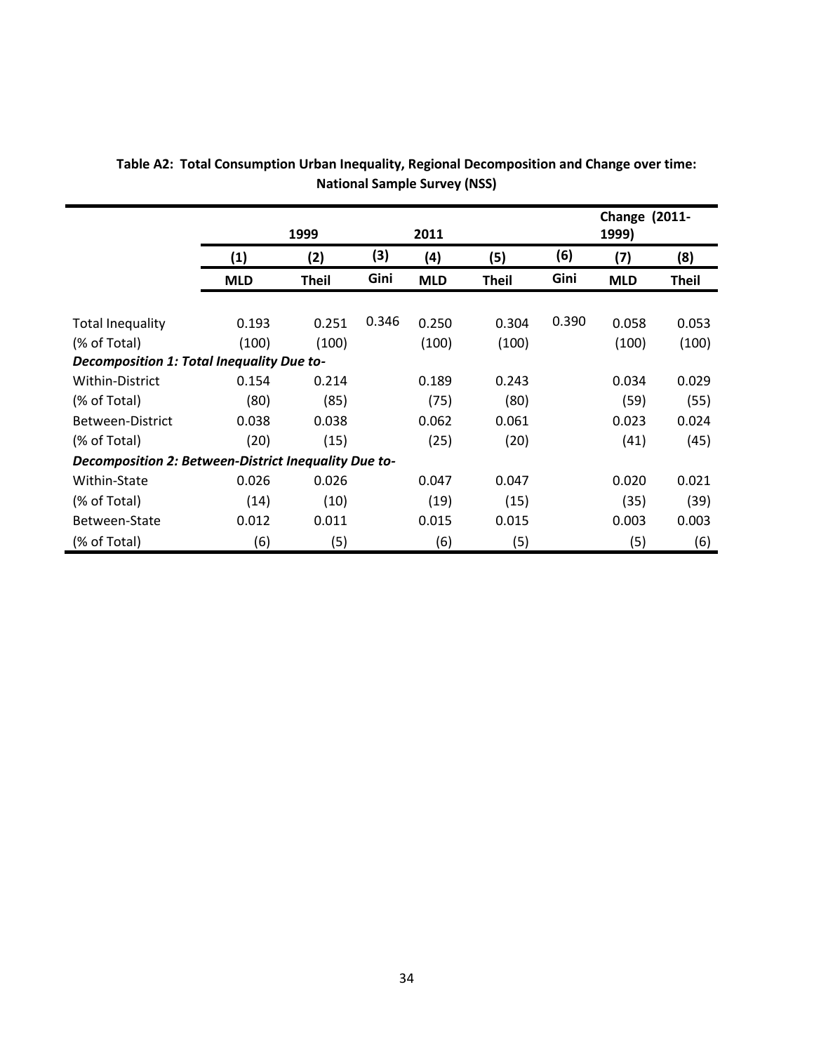**Table A2: Total Consumption Urban Inequality, Regional Decomposition and Change over time: National Sample Survey (NSS)**

| | 1999 | | | 2011 | | | Change (2011-1999) | |
|---|---|---|---|---|---|---|---|---|
| | (1) | (2) | (3) | (4) | (5) | (6) | (7) | (8) |
| | MLD | Theil | Gini | MLD | Theil | Gini | MLD | Theil |
| Total Inequality | 0.193 | 0.251 | 0.346 | 0.250 | 0.304 | 0.390 | 0.058 | 0.053 |
| (% of Total) | (100) | (100) | | (100) | (100) | | (100) | (100) |
| ***Decomposition 1: Total Inequality Due to-*** | | | | | | | | |
| Within-District | 0.154 | 0.214 | | 0.189 | 0.243 | | 0.034 | 0.029 |
| (% of Total) | (80) | (85) | | (75) | (80) | | (59) | (55) |
| Between-District | 0.038 | 0.038 | | 0.062 | 0.061 | | 0.023 | 0.024 |
| (% of Total) | (20) | (15) | | (25) | (20) | | (41) | (45) |
| ***Decomposition 2: Between-District Inequality Due to-*** | | | | | | | | |
| Within-State | 0.026 | 0.026 | | 0.047 | 0.047 | | 0.020 | 0.021 |
| (% of Total) | (14) | (10) | | (19) | (15) | | (35) | (39) |
| Between-State | 0.012 | 0.011 | | 0.015 | 0.015 | | 0.003 | 0.003 |
| (% of Total) | (6) | (5) | | (6) | (5) | | (5) | (6) |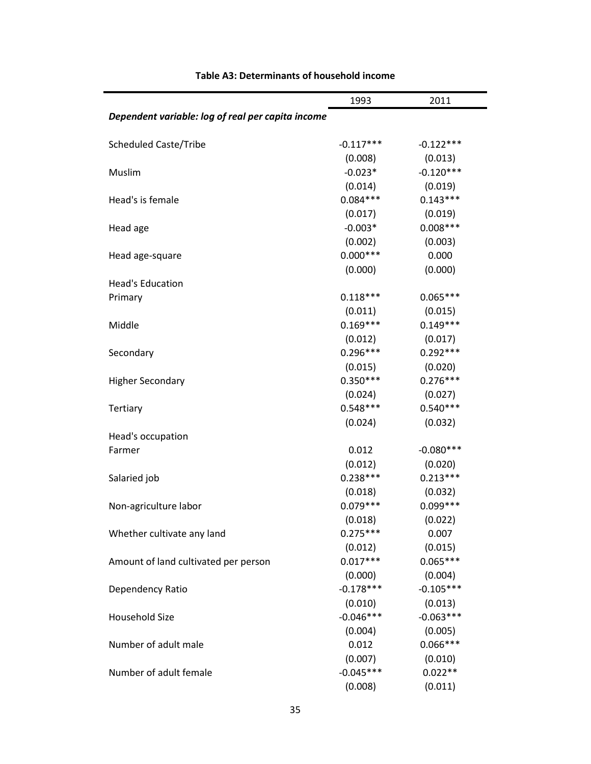**Table A3: Determinants of household income**

| | 1993 | 2011 |
|---|---|---|
| *Dependent variable: log of real per capita income* | | |
| Scheduled Caste/Tribe | -0.117*** | -0.122*** |
| | (0.008) | (0.013) |
| Muslim | -0.023* | -0.120*** |
| | (0.014) | (0.019) |
| Head's is female | 0.084*** | 0.143*** |
| | (0.017) | (0.019) |
| Head age | -0.003* | 0.008*** |
| | (0.002) | (0.003) |
| Head age-square | 0.000*** | 0.000 |
| | (0.000) | (0.000) |
| Head's Education | | |
| Primary | 0.118*** | 0.065*** |
| | (0.011) | (0.015) |
| Middle | 0.169*** | 0.149*** |
| | (0.012) | (0.017) |
| Secondary | 0.296*** | 0.292*** |
| | (0.015) | (0.020) |
| Higher Secondary | 0.350*** | 0.276*** |
| | (0.024) | (0.027) |
| Tertiary | 0.548*** | 0.540*** |
| | (0.024) | (0.032) |
| Head's occupation | | |
| Farmer | 0.012 | -0.080*** |
| | (0.012) | (0.020) |
| Salaried job | 0.238*** | 0.213*** |
| | (0.018) | (0.032) |
| Non-agriculture labor | 0.079*** | 0.099*** |
| | (0.018) | (0.022) |
| Whether cultivate any land | 0.275*** | 0.007 |
| | (0.012) | (0.015) |
| Amount of land cultivated per person | 0.017*** | 0.065*** |
| | (0.000) | (0.004) |
| Dependency Ratio | -0.178*** | -0.105*** |
| | (0.010) | (0.013) |
| Household Size | -0.046*** | -0.063*** |
| | (0.004) | (0.005) |
| Number of adult male | 0.012 | 0.066*** |
| | (0.007) | (0.010) |
| Number of adult female | -0.045*** | 0.022** |
| | (0.008) | (0.011) |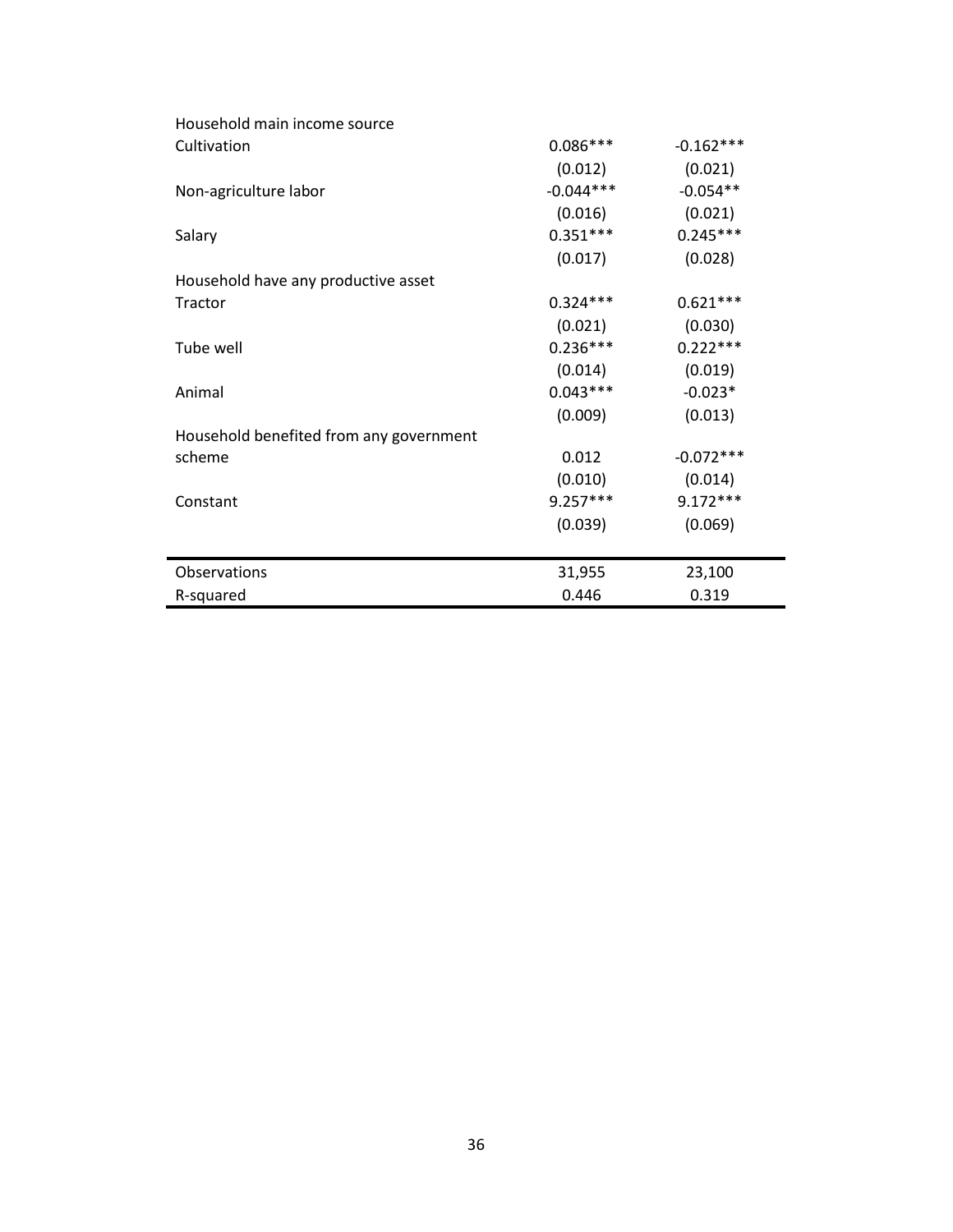| | | |
|---|---|---|
| Household main income source | | |
| Cultivation | 0.086*** | -0.162*** |
| | (0.012) | (0.021) |
| Non-agriculture labor | -0.044*** | -0.054** |
| | (0.016) | (0.021) |
| Salary | 0.351*** | 0.245*** |
| | (0.017) | (0.028) |
| Household have any productive asset | | |
| Tractor | 0.324*** | 0.621*** |
| | (0.021) | (0.030) |
| Tube well | 0.236*** | 0.222*** |
| | (0.014) | (0.019) |
| Animal | 0.043*** | -0.023* |
| | (0.009) | (0.013) |
| Household benefited from any government scheme | 0.012 | -0.072*** |
| | (0.010) | (0.014) |
| Constant | 9.257*** | 9.172*** |
| | (0.039) | (0.069) |
| Observations | 31,955 | 23,100 |
| R-squared | 0.446 | 0.319 |